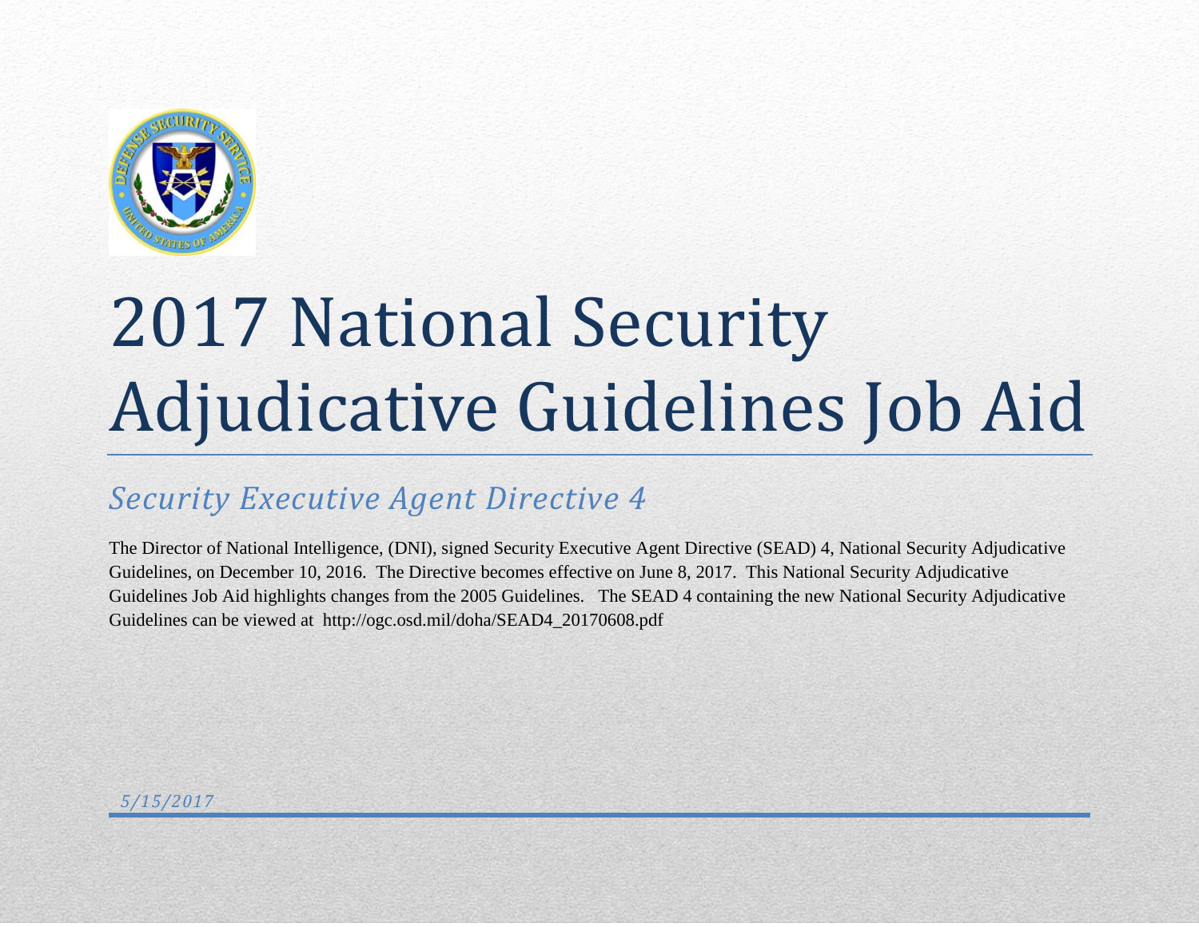# 2017 National Security Adjudicative Guidelines Job Aid

## *Security Executive Agent Directive 4*

The Director of National Intelligence, (DNI), signed Security Executive Agent Directive (SEAD) 4, National Security Adjudicative Guidelines, on December 10, 2016. The Directive becomes effective on June 8, 2017. This National Security Adjudicative Guidelines Job Aid highlights changes from the 2005 Guidelines. The SEAD 4 containing the new National Security Adjudicative Guidelines can be viewed at http://ogc.osd.mil/doha/SEAD4_20170608.pdf

*5/15/2017*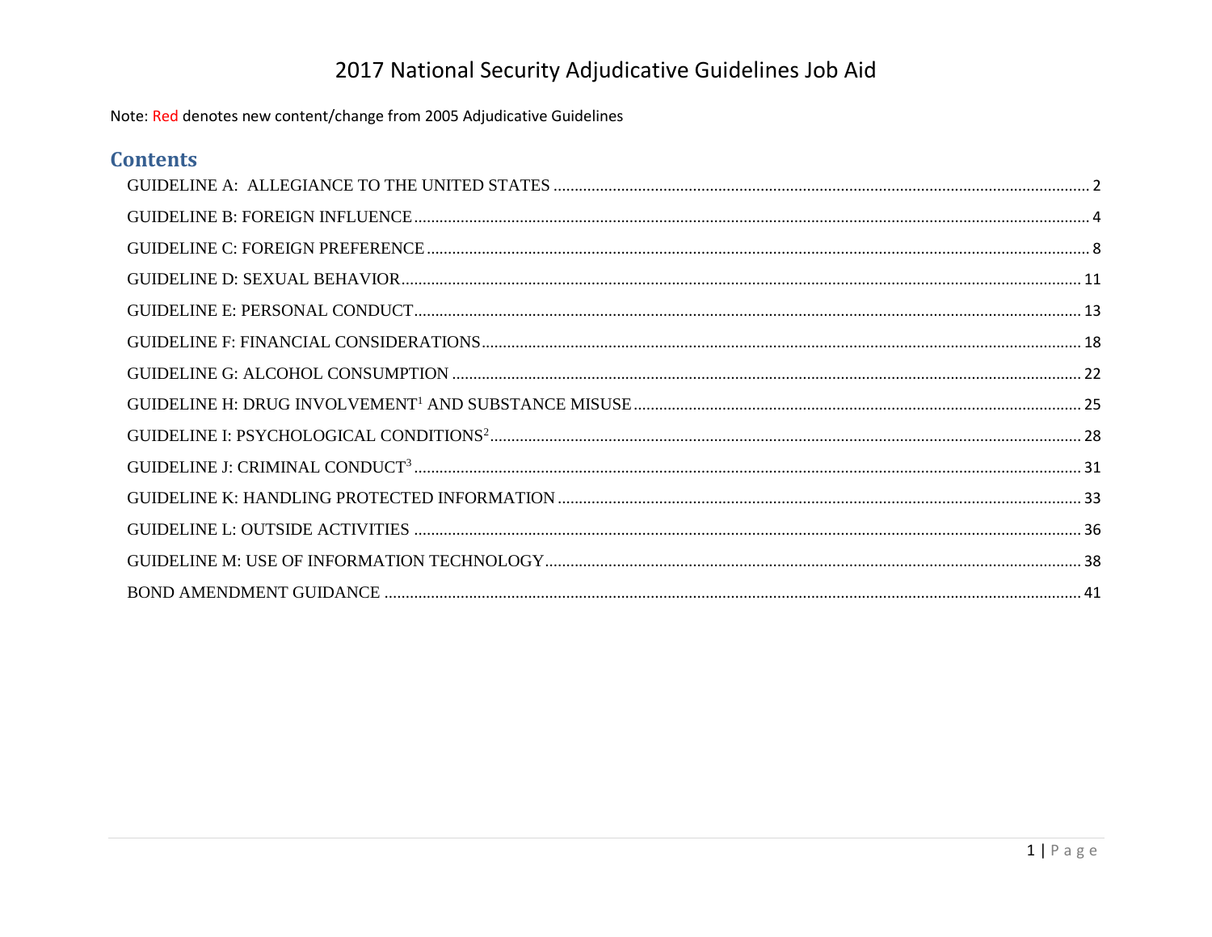# 2017 National Security Adjudicative Guidelines Job Aid

Note: Red denotes new content/change from 2005 Adjudicative Guidelines

## Contents

- GUIDELINE A: ALLEGIANCE TO THE UNITED STATES ........ 2
- GUIDELINE B: FOREIGN INFLUENCE ........ 4
- GUIDELINE C: FOREIGN PREFERENCE ........ 8
- GUIDELINE D: SEXUAL BEHAVIOR ........ 11
- GUIDELINE E: PERSONAL CONDUCT ........ 13
- GUIDELINE F: FINANCIAL CONSIDERATIONS ........ 18
- GUIDELINE G: ALCOHOL CONSUMPTION ........ 22
- GUIDELINE H: DRUG INVOLVEMENT[1] AND SUBSTANCE MISUSE ........ 25
- GUIDELINE I: PSYCHOLOGICAL CONDITIONS[2] ........ 28
- GUIDELINE J: CRIMINAL CONDUCT[3] ........ 31
- GUIDELINE K: HANDLING PROTECTED INFORMATION ........ 33
- GUIDELINE L: OUTSIDE ACTIVITIES ........ 36
- GUIDELINE M: USE OF INFORMATION TECHNOLOGY ........ 38
- BOND AMENDMENT GUIDANCE ........ 41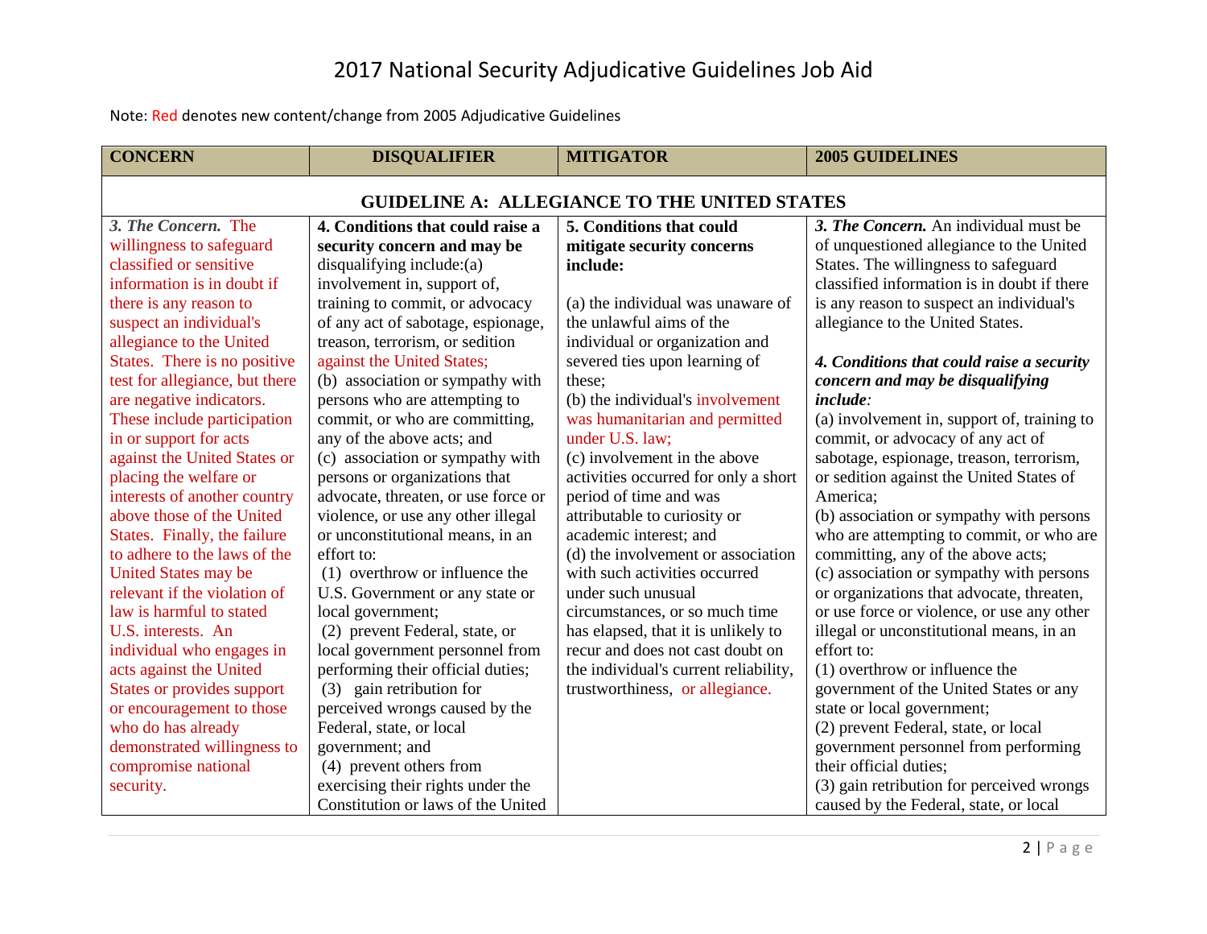# 2017 National Security Adjudicative Guidelines Job Aid

Note: Red denotes new content/change from 2005 Adjudicative Guidelines

| CONCERN | DISQUALIFIER | MITIGATOR | 2005 GUIDELINES |
|---|---|---|---|
| **GUIDELINE A: ALLEGIANCE TO THE UNITED STATES** | | | |
| *3. The Concern.* The willingness to safeguard classified or sensitive information is in doubt if there is any reason to suspect an individual's allegiance to the United States. There is no positive test for allegiance, but there are negative indicators. These include participation in or support for acts against the United States or placing the welfare or interests of another country above those of the United States. Finally, the failure to adhere to the laws of the United States may be relevant if the violation of law is harmful to stated U.S. interests. An individual who engages in acts against the United States or provides support or encouragement to those who do has already demonstrated willingness to compromise national security. | **4. Conditions that could raise a security concern and may be disqualifying include:**(a) involvement in, support of, training to commit, or advocacy of any act of sabotage, espionage, treason, terrorism, or sedition against the United States;<br>(b) association or sympathy with persons who are attempting to commit, or who are committing, any of the above acts; and<br>(c) association or sympathy with persons or organizations that advocate, threaten, or use force or violence, or use any other illegal or unconstitutional means, in an effort to:<br>(1) overthrow or influence the U.S. Government or any state or local government;<br>(2) prevent Federal, state, or local government personnel from performing their official duties;<br>(3) gain retribution for perceived wrongs caused by the Federal, state, or local government; and<br>(4) prevent others from exercising their rights under the Constitution or laws of the United | **5. Conditions that could mitigate security concerns include:**<br><br>(a) the individual was unaware of the unlawful aims of the individual or organization and severed ties upon learning of these;<br>(b) the individual's involvement was humanitarian and permitted under U.S. law;<br>(c) involvement in the above activities occurred for only a short period of time and was attributable to curiosity or academic interest; and<br>(d) the involvement or association with such activities occurred under such unusual circumstances, or so much time has elapsed, that it is unlikely to recur and does not cast doubt on the individual's current reliability, trustworthiness, or allegiance. | ***3. The Concern.*** An individual must be of unquestioned allegiance to the United States. The willingness to safeguard classified information is in doubt if there is any reason to suspect an individual's allegiance to the United States.<br><br>***4. Conditions that could raise a security concern and may be disqualifying include:***<br>(a) involvement in, support of, training to commit, or advocacy of any act of sabotage, espionage, treason, terrorism, or sedition against the United States of America;<br>(b) association or sympathy with persons who are attempting to commit, or who are committing, any of the above acts;<br>(c) association or sympathy with persons or organizations that advocate, threaten, or use force or violence, or use any other illegal or unconstitutional means, in an effort to:<br>(1) overthrow or influence the government of the United States or any state or local government;<br>(2) prevent Federal, state, or local government personnel from performing their official duties;<br>(3) gain retribution for perceived wrongs caused by the Federal, state, or local |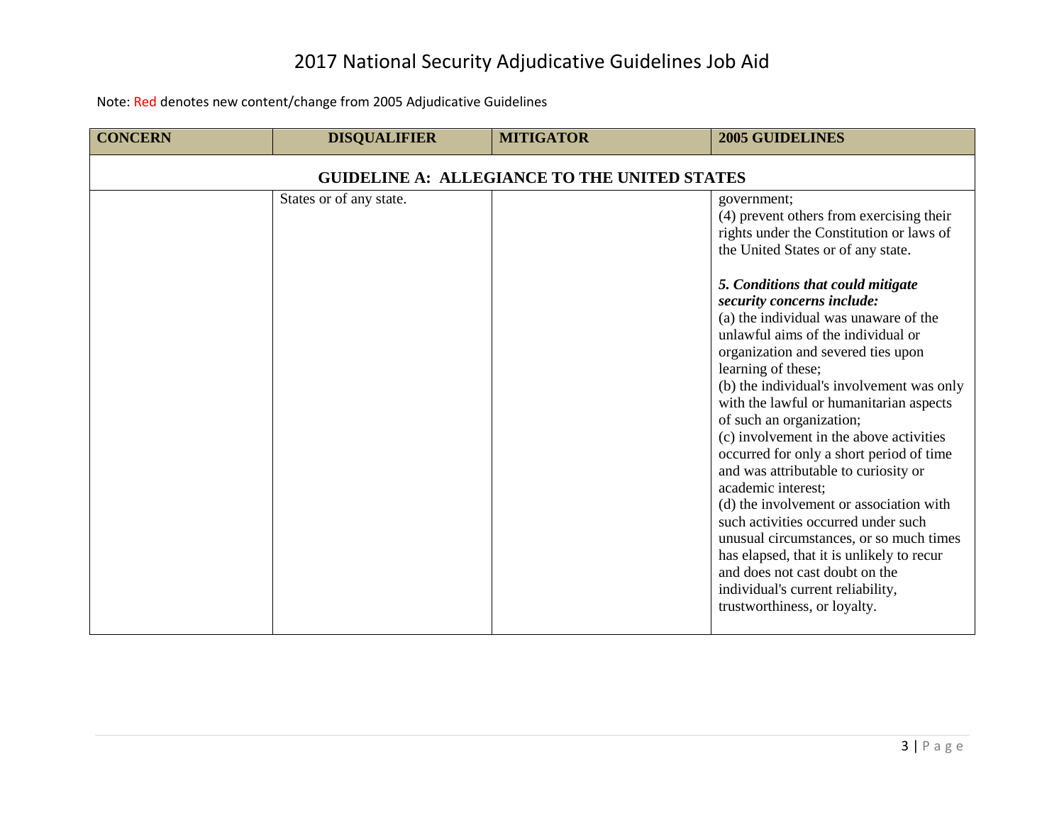# 2017 National Security Adjudicative Guidelines Job Aid

Note: Red denotes new content/change from 2005 Adjudicative Guidelines

| CONCERN | DISQUALIFIER | MITIGATOR | 2005 GUIDELINES |
|---|---|---|---|
| **GUIDELINE A: ALLEGIANCE TO THE UNITED STATES** | | | |
| | States or of any state. | | government;<br>(4) prevent others from exercising their rights under the Constitution or laws of the United States or of any state.<br><br>***5. Conditions that could mitigate security concerns include:***<br>(a) the individual was unaware of the unlawful aims of the individual or organization and severed ties upon learning of these;<br>(b) the individual's involvement was only with the lawful or humanitarian aspects of such an organization;<br>(c) involvement in the above activities occurred for only a short period of time and was attributable to curiosity or academic interest;<br>(d) the involvement or association with such activities occurred under such unusual circumstances, or so much times has elapsed, that it is unlikely to recur and does not cast doubt on the individual's current reliability, trustworthiness, or loyalty. |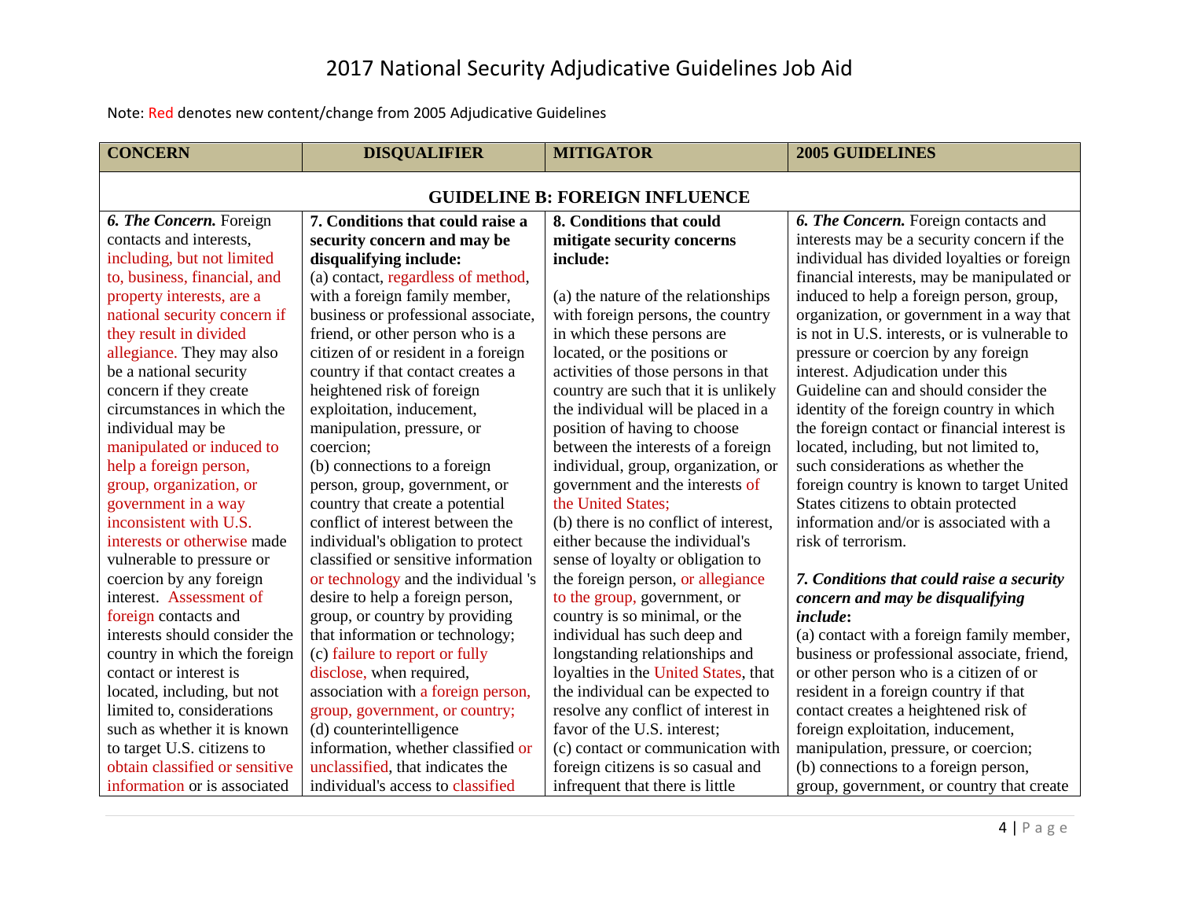# 2017 National Security Adjudicative Guidelines Job Aid

Note: Red denotes new content/change from 2005 Adjudicative Guidelines

| CONCERN | DISQUALIFIER | MITIGATOR | 2005 GUIDELINES |
|---|---|---|---|
| **GUIDELINE B: FOREIGN INFLUENCE** | | | |
| ***6. The Concern.*** Foreign contacts and interests, including, but not limited to, business, financial, and property interests, are a national security concern if they result in divided allegiance. They may also be a national security concern if they create circumstances in which the individual may be manipulated or induced to help a foreign person, group, organization, or government in a way inconsistent with U.S. interests or otherwise made vulnerable to pressure or coercion by any foreign interest. Assessment of foreign contacts and interests should consider the country in which the foreign contact or interest is located, including, but not limited to, considerations such as whether it is known to target U.S. citizens to obtain classified or sensitive information or is associated | **7. Conditions that could raise a security concern and may be disqualifying include:**<br>(a) contact, regardless of method, with a foreign family member, business or professional associate, friend, or other person who is a citizen of or resident in a foreign country if that contact creates a heightened risk of foreign exploitation, inducement, manipulation, pressure, or coercion;<br>(b) connections to a foreign person, group, government, or country that create a potential conflict of interest between the individual's obligation to protect classified or sensitive information or technology and the individual 's desire to help a foreign person, group, or country by providing that information or technology;<br>(c) failure to report or fully disclose, when required, association with a foreign person, group, government, or country;<br>(d) counterintelligence information, whether classified or unclassified, that indicates the individual's access to classified | **8. Conditions that could mitigate security concerns include:**<br><br>(a) the nature of the relationships with foreign persons, the country in which these persons are located, or the positions or activities of those persons in that country are such that it is unlikely the individual will be placed in a position of having to choose between the interests of a foreign individual, group, organization, or government and the interests of the United States;<br>(b) there is no conflict of interest, either because the individual's sense of loyalty or obligation to the foreign person, or allegiance to the group, government, or country is so minimal, or the individual has such deep and longstanding relationships and loyalties in the United States, that the individual can be expected to resolve any conflict of interest in favor of the U.S. interest;<br>(c) contact or communication with foreign citizens is so casual and infrequent that there is little | ***6. The Concern.*** Foreign contacts and interests may be a security concern if the individual has divided loyalties or foreign financial interests, may be manipulated or induced to help a foreign person, group, organization, or government in a way that is not in U.S. interests, or is vulnerable to pressure or coercion by any foreign interest. Adjudication under this Guideline can and should consider the identity of the foreign country in which the foreign contact or financial interest is located, including, but not limited to, such considerations as whether the foreign country is known to target United States citizens to obtain protected information and/or is associated with a risk of terrorism.<br><br>***7. Conditions that could raise a security concern and may be disqualifying include*:**<br>(a) contact with a foreign family member, business or professional associate, friend, or other person who is a citizen of or resident in a foreign country if that contact creates a heightened risk of foreign exploitation, inducement, manipulation, pressure, or coercion;<br>(b) connections to a foreign person, group, government, or country that create |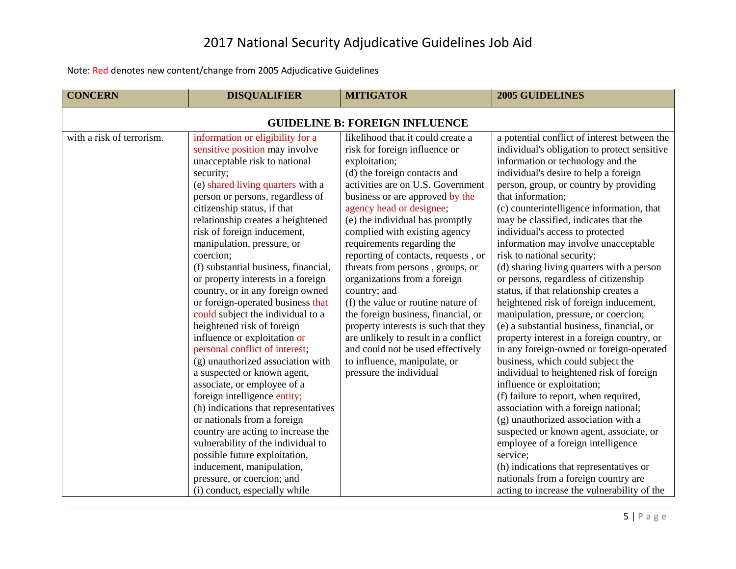# 2017 National Security Adjudicative Guidelines Job Aid

Note: Red denotes new content/change from 2005 Adjudicative Guidelines

| CONCERN | DISQUALIFIER | MITIGATOR | 2005 GUIDELINES |
|---|---|---|---|
| **GUIDELINE B: FOREIGN INFLUENCE** | | | |
| with a risk of terrorism. | information or eligibility for a sensitive position may involve unacceptable risk to national security;<br>(e) shared living quarters with a person or persons, regardless of citizenship status, if that relationship creates a heightened risk of foreign inducement, manipulation, pressure, or coercion;<br>(f) substantial business, financial, or property interests in a foreign country, or in any foreign owned or foreign-operated business that could subject the individual to a heightened risk of foreign influence or exploitation or personal conflict of interest;<br>(g) unauthorized association with a suspected or known agent, associate, or employee of a foreign intelligence entity;<br>(h) indications that representatives or nationals from a foreign country are acting to increase the vulnerability of the individual to possible future exploitation, inducement, manipulation, pressure, or coercion; and<br>(i) conduct, especially while | likelihood that it could create a risk for foreign influence or exploitation;<br>(d) the foreign contacts and activities are on U.S. Government business or are approved by the agency head or designee;<br>(e) the individual has promptly complied with existing agency requirements regarding the reporting of contacts, requests , or threats from persons , groups, or organizations from a foreign country; and<br>(f) the value or routine nature of the foreign business, financial, or property interests is such that they are unlikely to result in a conflict and could not be used effectively to influence, manipulate, or pressure the individual | a potential conflict of interest between the individual's obligation to protect sensitive information or technology and the individual's desire to help a foreign person, group, or country by providing that information;<br>(c) counterintelligence information, that may be classified, indicates that the individual's access to protected information may involve unacceptable risk to national security;<br>(d) sharing living quarters with a person or persons, regardless of citizenship status, if that relationship creates a heightened risk of foreign inducement, manipulation, pressure, or coercion;<br>(e) a substantial business, financial, or property interest in a foreign country, or in any foreign-owned or foreign-operated business, which could subject the individual to heightened risk of foreign influence or exploitation;<br>(f) failure to report, when required, association with a foreign national;<br>(g) unauthorized association with a suspected or known agent, associate, or employee of a foreign intelligence service;<br>(h) indications that representatives or nationals from a foreign country are acting to increase the vulnerability of the |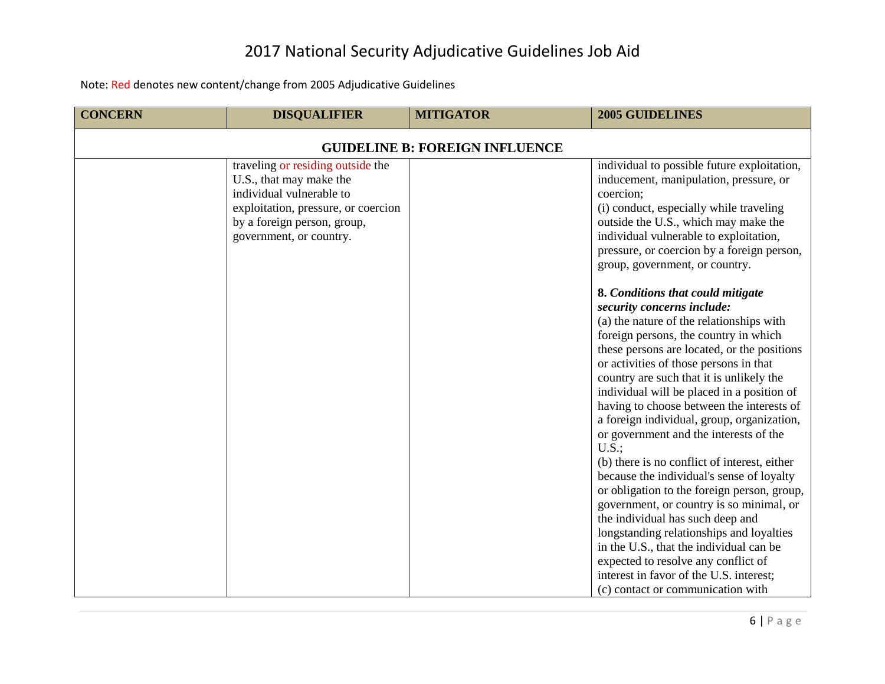# 2017 National Security Adjudicative Guidelines Job Aid

Note: Red denotes new content/change from 2005 Adjudicative Guidelines

| CONCERN | DISQUALIFIER | MITIGATOR | 2005 GUIDELINES |
|---|---|---|---|
| **GUIDELINE B: FOREIGN INFLUENCE** | | | |
| | traveling or residing outside the U.S., that may make the individual vulnerable to exploitation, pressure, or coercion by a foreign person, group, government, or country. | | individual to possible future exploitation, inducement, manipulation, pressure, or coercion;<br>(i) conduct, especially while traveling outside the U.S., which may make the individual vulnerable to exploitation, pressure, or coercion by a foreign person, group, government, or country.<br><br>**8.** ***Conditions that could mitigate security concerns include:***<br>(a) the nature of the relationships with foreign persons, the country in which these persons are located, or the positions or activities of those persons in that country are such that it is unlikely the individual will be placed in a position of having to choose between the interests of a foreign individual, group, organization, or government and the interests of the U.S.;<br>(b) there is no conflict of interest, either because the individual's sense of loyalty or obligation to the foreign person, group, government, or country is so minimal, or the individual has such deep and longstanding relationships and loyalties in the U.S., that the individual can be expected to resolve any conflict of interest in favor of the U.S. interest;<br>(c) contact or communication with |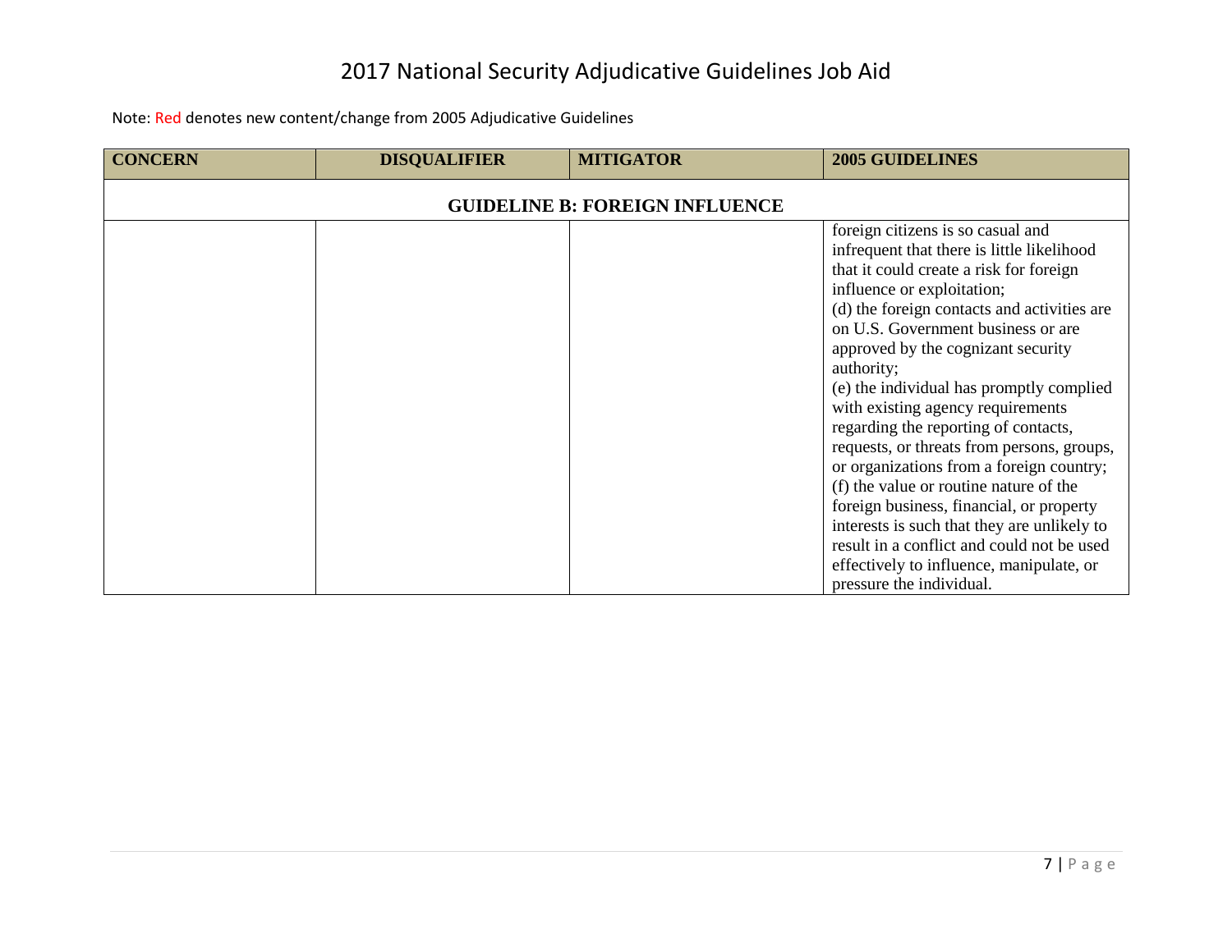# 2017 National Security Adjudicative Guidelines Job Aid

Note: Red denotes new content/change from 2005 Adjudicative Guidelines

| CONCERN | DISQUALIFIER | MITIGATOR | 2005 GUIDELINES |
|---|---|---|---|
| **GUIDELINE B: FOREIGN INFLUENCE** | | | |
| | | | foreign citizens is so casual and infrequent that there is little likelihood that it could create a risk for foreign influence or exploitation;<br>(d) the foreign contacts and activities are on U.S. Government business or are approved by the cognizant security authority;<br>(e) the individual has promptly complied with existing agency requirements regarding the reporting of contacts, requests, or threats from persons, groups, or organizations from a foreign country;<br>(f) the value or routine nature of the foreign business, financial, or property interests is such that they are unlikely to result in a conflict and could not be used effectively to influence, manipulate, or pressure the individual. |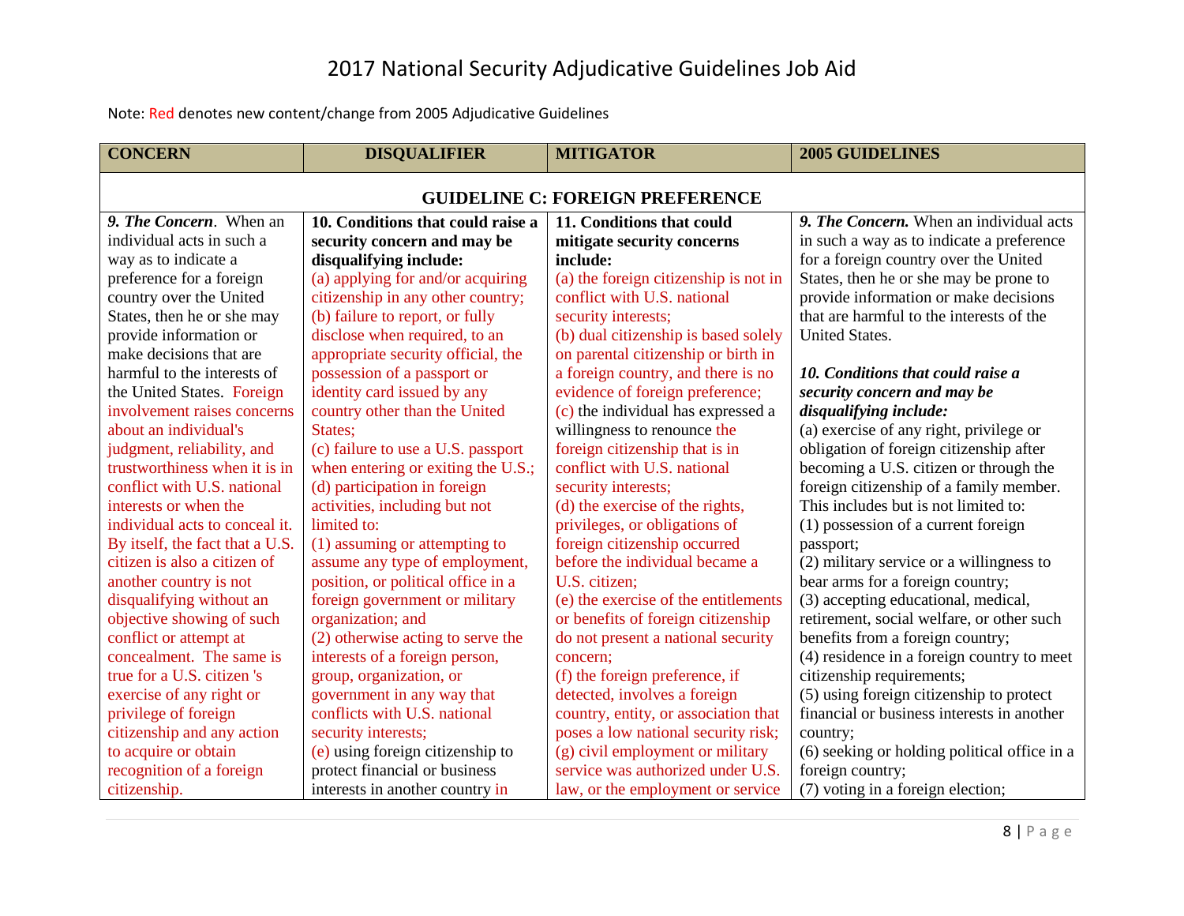# 2017 National Security Adjudicative Guidelines Job Aid

Note: Red denotes new content/change from 2005 Adjudicative Guidelines

| CONCERN | DISQUALIFIER | MITIGATOR | 2005 GUIDELINES |
|---|---|---|---|
| **GUIDELINE C: FOREIGN PREFERENCE** | | | |
| ***9. The Concern***. When an individual acts in such a way as to indicate a preference for a foreign country over the United States, then he or she may provide information or make decisions that are harmful to the interests of the United States. Foreign involvement raises concerns about an individual's judgment, reliability, and trustworthiness when it is in conflict with U.S. national interests or when the individual acts to conceal it. By itself, the fact that a U.S. citizen is also a citizen of another country is not disqualifying without an objective showing of such conflict or attempt at concealment. The same is true for a U.S. citizen 's exercise of any right or privilege of foreign citizenship and any action to acquire or obtain recognition of a foreign citizenship. | **10. Conditions that could raise a security concern and may be disqualifying include:**<br>(a) applying for and/or acquiring citizenship in any other country;<br>(b) failure to report, or fully disclose when required, to an appropriate security official, the possession of a passport or identity card issued by any country other than the United States;<br>(c) failure to use a U.S. passport when entering or exiting the U.S.;<br>(d) participation in foreign activities, including but not limited to:<br>(1) assuming or attempting to assume any type of employment, position, or political office in a foreign government or military organization; and<br>(2) otherwise acting to serve the interests of a foreign person, group, organization, or government in any way that conflicts with U.S. national security interests;<br>(e) using foreign citizenship to protect financial or business interests in another country in | **11. Conditions that could mitigate security concerns include:**<br>(a) the foreign citizenship is not in conflict with U.S. national security interests;<br>(b) dual citizenship is based solely on parental citizenship or birth in a foreign country, and there is no evidence of foreign preference;<br>(c) the individual has expressed a willingness to renounce the foreign citizenship that is in conflict with U.S. national security interests;<br>(d) the exercise of the rights, privileges, or obligations of foreign citizenship occurred before the individual became a U.S. citizen;<br>(e) the exercise of the entitlements or benefits of foreign citizenship do not present a national security concern;<br>(f) the foreign preference, if detected, involves a foreign country, entity, or association that poses a low national security risk;<br>(g) civil employment or military service was authorized under U.S. law, or the employment or service | ***9. The Concern.*** When an individual acts in such a way as to indicate a preference for a foreign country over the United States, then he or she may be prone to provide information or make decisions that are harmful to the interests of the United States.<br><br>***10. Conditions that could raise a security concern and may be disqualifying include:***<br>(a) exercise of any right, privilege or obligation of foreign citizenship after becoming a U.S. citizen or through the foreign citizenship of a family member. This includes but is not limited to:<br>(1) possession of a current foreign passport;<br>(2) military service or a willingness to bear arms for a foreign country;<br>(3) accepting educational, medical, retirement, social welfare, or other such benefits from a foreign country;<br>(4) residence in a foreign country to meet citizenship requirements;<br>(5) using foreign citizenship to protect financial or business interests in another country;<br>(6) seeking or holding political office in a foreign country;<br>(7) voting in a foreign election; |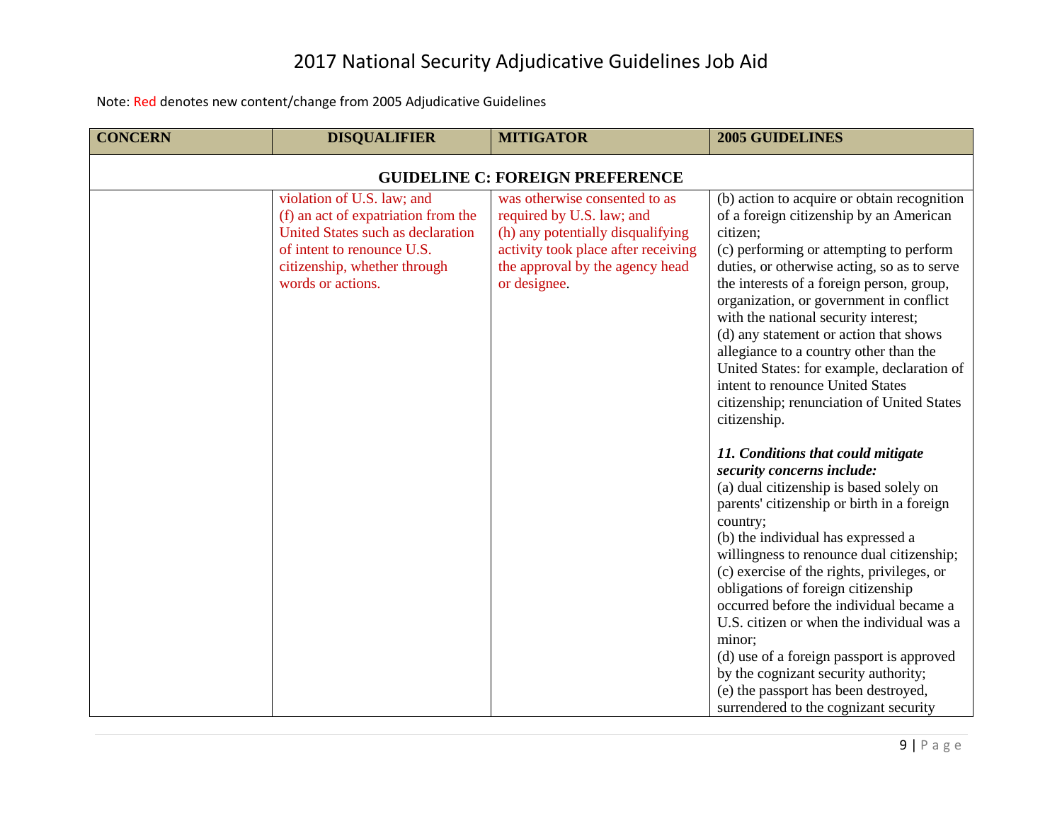# 2017 National Security Adjudicative Guidelines Job Aid

Note: Red denotes new content/change from 2005 Adjudicative Guidelines

| CONCERN | DISQUALIFIER | MITIGATOR | 2005 GUIDELINES |
|---|---|---|---|
| **GUIDELINE C: FOREIGN PREFERENCE** | | | |
| | violation of U.S. law; and<br>(f) an act of expatriation from the United States such as declaration of intent to renounce U.S. citizenship, whether through words or actions. | was otherwise consented to as required by U.S. law; and<br>(h) any potentially disqualifying activity took place after receiving the approval by the agency head or designee. | (b) action to acquire or obtain recognition of a foreign citizenship by an American citizen;<br>(c) performing or attempting to perform duties, or otherwise acting, so as to serve the interests of a foreign person, group, organization, or government in conflict with the national security interest;<br>(d) any statement or action that shows allegiance to a country other than the United States: for example, declaration of intent to renounce United States citizenship; renunciation of United States citizenship.<br><br>***11. Conditions that could mitigate security concerns include:***<br>(a) dual citizenship is based solely on parents' citizenship or birth in a foreign country;<br>(b) the individual has expressed a willingness to renounce dual citizenship;<br>(c) exercise of the rights, privileges, or obligations of foreign citizenship occurred before the individual became a U.S. citizen or when the individual was a minor;<br>(d) use of a foreign passport is approved by the cognizant security authority;<br>(e) the passport has been destroyed, surrendered to the cognizant security |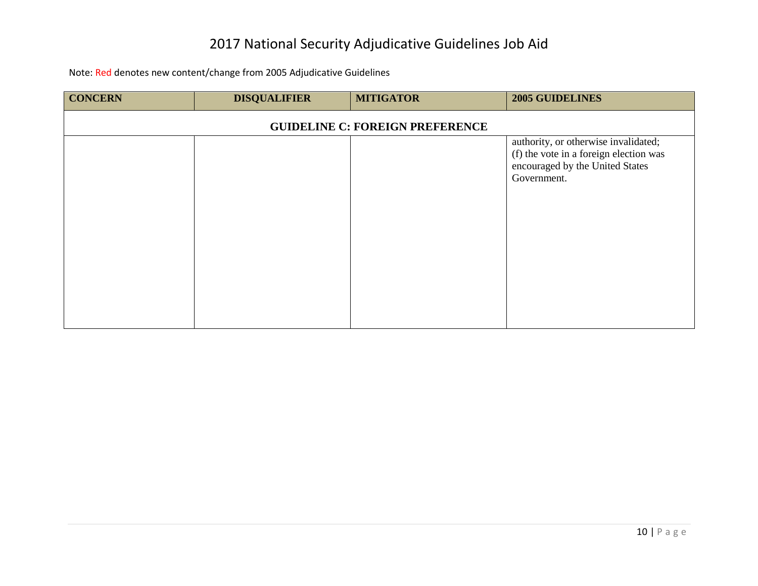# 2017 National Security Adjudicative Guidelines Job Aid

Note: Red denotes new content/change from 2005 Adjudicative Guidelines

| CONCERN | DISQUALIFIER | MITIGATOR | 2005 GUIDELINES |
|---|---|---|---|
| **GUIDELINE C: FOREIGN PREFERENCE** | | | |
| | | | authority, or otherwise invalidated;<br>(f) the vote in a foreign election was encouraged by the United States Government. |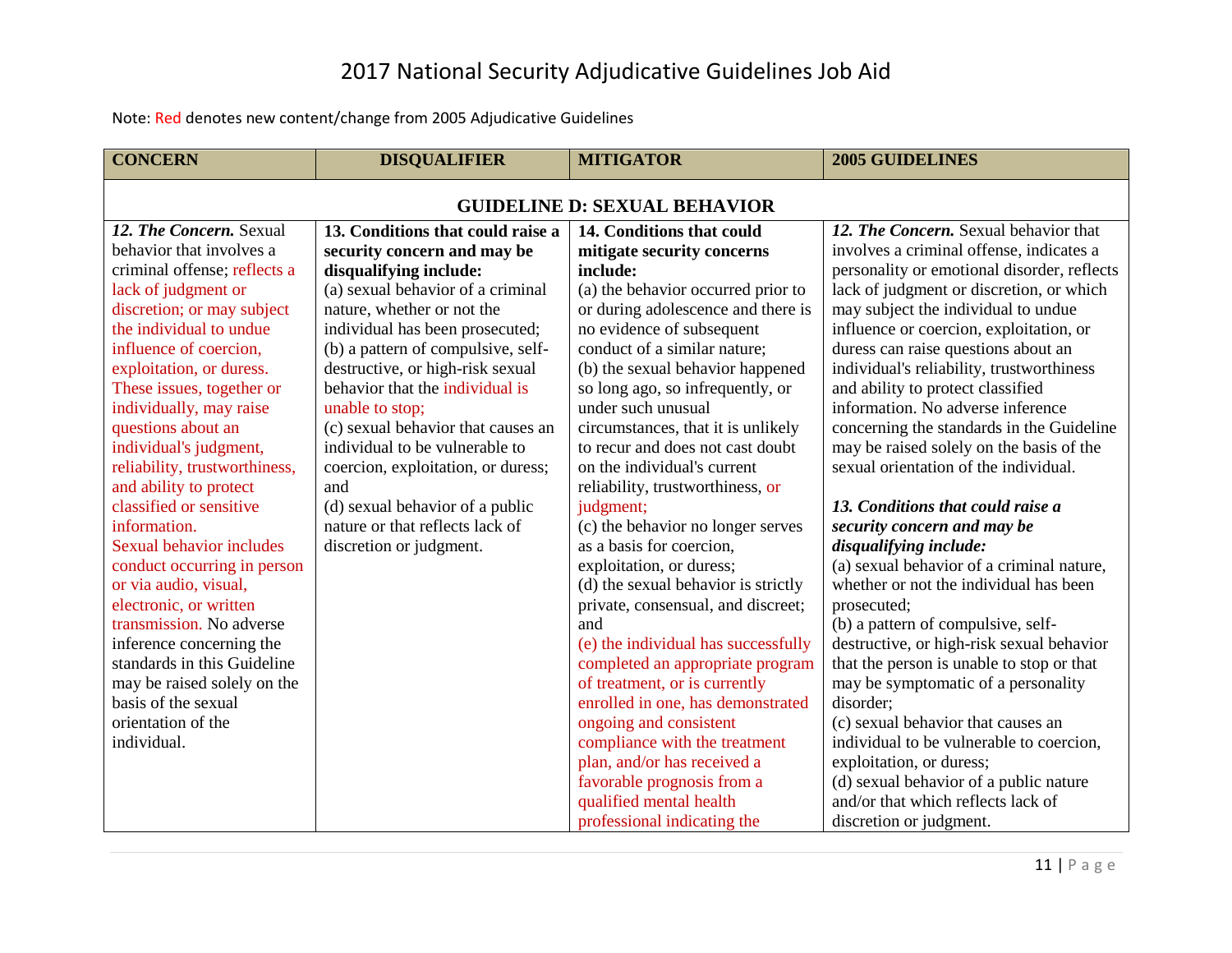# 2017 National Security Adjudicative Guidelines Job Aid

Note: Red denotes new content/change from 2005 Adjudicative Guidelines

| CONCERN | DISQUALIFIER | MITIGATOR | 2005 GUIDELINES |
|---|---|---|---|
| **GUIDELINE D: SEXUAL BEHAVIOR** | | | |
| ***12. The Concern.*** Sexual behavior that involves a criminal offense; reflects a lack of judgment or discretion; or may subject the individual to undue influence of coercion, exploitation, or duress. These issues, together or individually, may raise questions about an individual's judgment, reliability, trustworthiness, and ability to protect classified or sensitive information.<br>Sexual behavior includes conduct occurring in person or via audio, visual, electronic, or written transmission. No adverse inference concerning the standards in this Guideline may be raised solely on the basis of the sexual orientation of the individual. | **13. Conditions that could raise a security concern and may be disqualifying include:**<br>(a) sexual behavior of a criminal nature, whether or not the individual has been prosecuted;<br>(b) a pattern of compulsive, self-destructive, or high-risk sexual behavior that the individual is unable to stop;<br>(c) sexual behavior that causes an individual to be vulnerable to coercion, exploitation, or duress; and<br>(d) sexual behavior of a public nature or that reflects lack of discretion or judgment. | **14. Conditions that could mitigate security concerns include:**<br>(a) the behavior occurred prior to or during adolescence and there is no evidence of subsequent conduct of a similar nature;<br>(b) the sexual behavior happened so long ago, so infrequently, or under such unusual circumstances, that it is unlikely to recur and does not cast doubt on the individual's current reliability, trustworthiness, or judgment;<br>(c) the behavior no longer serves as a basis for coercion, exploitation, or duress;<br>(d) the sexual behavior is strictly private, consensual, and discreet; and<br>(e) the individual has successfully completed an appropriate program of treatment, or is currently enrolled in one, has demonstrated ongoing and consistent compliance with the treatment plan, and/or has received a favorable prognosis from a qualified mental health professional indicating the | ***12. The Concern.*** Sexual behavior that involves a criminal offense, indicates a personality or emotional disorder, reflects lack of judgment or discretion, or which may subject the individual to undue influence or coercion, exploitation, or duress can raise questions about an individual's reliability, trustworthiness and ability to protect classified information. No adverse inference concerning the standards in the Guideline may be raised solely on the basis of the sexual orientation of the individual.<br><br>***13. Conditions that could raise a security concern and may be disqualifying include:***<br>(a) sexual behavior of a criminal nature, whether or not the individual has been prosecuted;<br>(b) a pattern of compulsive, self-destructive, or high-risk sexual behavior that the person is unable to stop or that may be symptomatic of a personality disorder;<br>(c) sexual behavior that causes an individual to be vulnerable to coercion, exploitation, or duress;<br>(d) sexual behavior of a public nature and/or that which reflects lack of discretion or judgment. |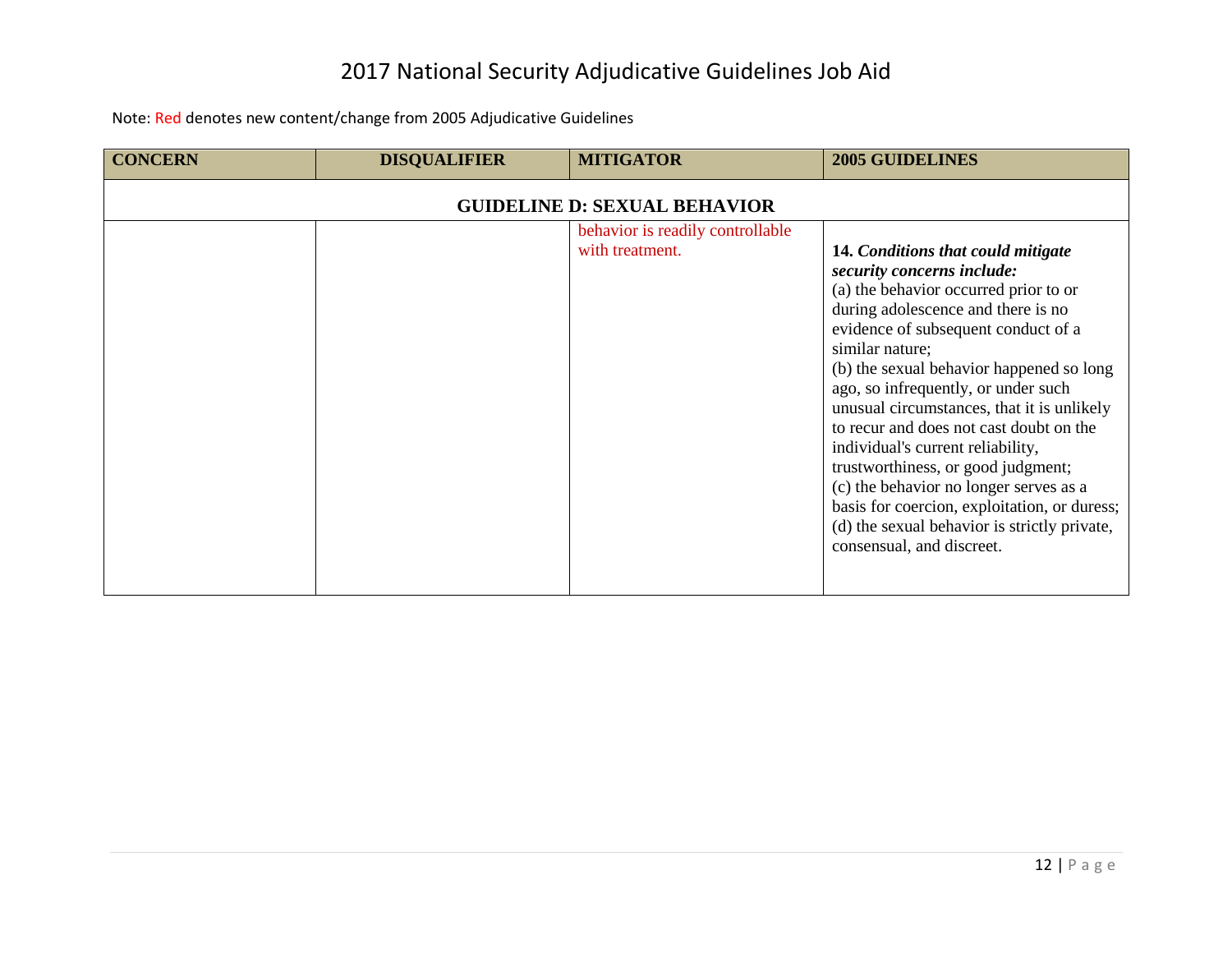# 2017 National Security Adjudicative Guidelines Job Aid

Note: Red denotes new content/change from 2005 Adjudicative Guidelines

| CONCERN | DISQUALIFIER | MITIGATOR | 2005 GUIDELINES |
|---|---|---|---|
| **GUIDELINE D: SEXUAL BEHAVIOR** | | | |
| | | behavior is readily controllable with treatment. | **14.** ***Conditions that could mitigate security concerns include:*** (a) the behavior occurred prior to or during adolescence and there is no evidence of subsequent conduct of a similar nature; (b) the sexual behavior happened so long ago, so infrequently, or under such unusual circumstances, that it is unlikely to recur and does not cast doubt on the individual's current reliability, trustworthiness, or good judgment; (c) the behavior no longer serves as a basis for coercion, exploitation, or duress; (d) the sexual behavior is strictly private, consensual, and discreet. |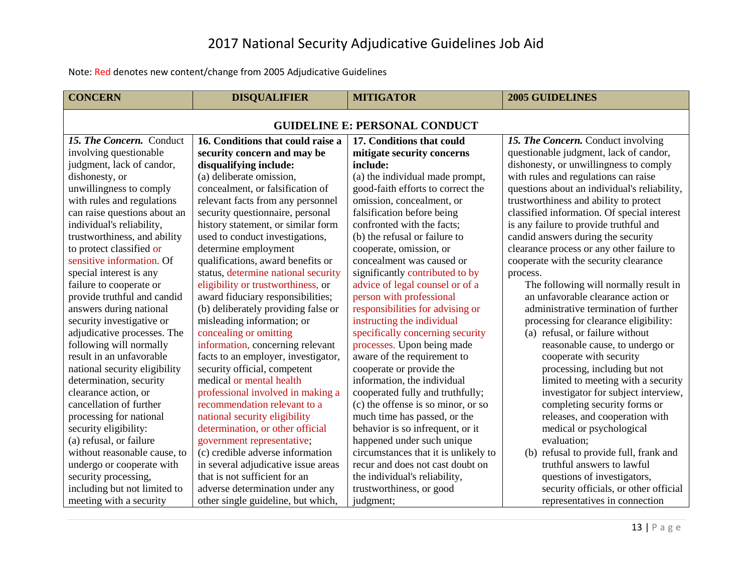# 2017 National Security Adjudicative Guidelines Job Aid

Note: Red denotes new content/change from 2005 Adjudicative Guidelines

| CONCERN | DISQUALIFIER | MITIGATOR | 2005 GUIDELINES |
|---|---|---|---|
| **GUIDELINE E: PERSONAL CONDUCT** | | | |
| ***15. The Concern.*** Conduct involving questionable judgment, lack of candor, dishonesty, or unwillingness to comply with rules and regulations can raise questions about an individual's reliability, trustworthiness, and ability to protect classified or sensitive information. Of special interest is any failure to cooperate or provide truthful and candid answers during national security investigative or adjudicative processes. The following will normally result in an unfavorable national security eligibility determination, security clearance action, or cancellation of further processing for national security eligibility:<br>(a) refusal, or failure without reasonable cause, to undergo or cooperate with security processing, including but not limited to meeting with a security | **16. Conditions that could raise a security concern and may be disqualifying include:**<br>(a) deliberate omission, concealment, or falsification of relevant facts from any personnel security questionnaire, personal history statement, or similar form used to conduct investigations, determine employment qualifications, award benefits or status, determine national security eligibility or trustworthiness, or award fiduciary responsibilities;<br>(b) deliberately providing false or misleading information; or concealing or omitting information, concerning relevant facts to an employer, investigator, security official, competent medical or mental health professional involved in making a recommendation relevant to a national security eligibility determination, or other official government representative;<br>(c) credible adverse information in several adjudicative issue areas that is not sufficient for an adverse determination under any other single guideline, but which, | **17. Conditions that could mitigate security concerns include:**<br>(a) the individual made prompt, good-faith efforts to correct the omission, concealment, or falsification before being confronted with the facts;<br>(b) the refusal or failure to cooperate, omission, or concealment was caused or significantly contributed to by advice of legal counsel or of a person with professional responsibilities for advising or instructing the individual specifically concerning security processes. Upon being made aware of the requirement to cooperate or provide the information, the individual cooperated fully and truthfully;<br>(c) the offense is so minor, or so much time has passed, or the behavior is so infrequent, or it happened under such unique circumstances that it is unlikely to recur and does not cast doubt on the individual's reliability, trustworthiness, or good judgment; | ***15. The Concern.*** Conduct involving questionable judgment, lack of candor, dishonesty, or unwillingness to comply with rules and regulations can raise questions about an individual's reliability, trustworthiness and ability to protect classified information. Of special interest is any failure to provide truthful and candid answers during the security clearance process or any other failure to cooperate with the security clearance process.<br>The following will normally result in an unfavorable clearance action or administrative termination of further processing for clearance eligibility:<br>(a) refusal, or failure without reasonable cause, to undergo or cooperate with security processing, including but not limited to meeting with a security investigator for subject interview, completing security forms or releases, and cooperation with medical or psychological evaluation;<br>(b) refusal to provide full, frank and truthful answers to lawful questions of investigators, security officials, or other official representatives in connection |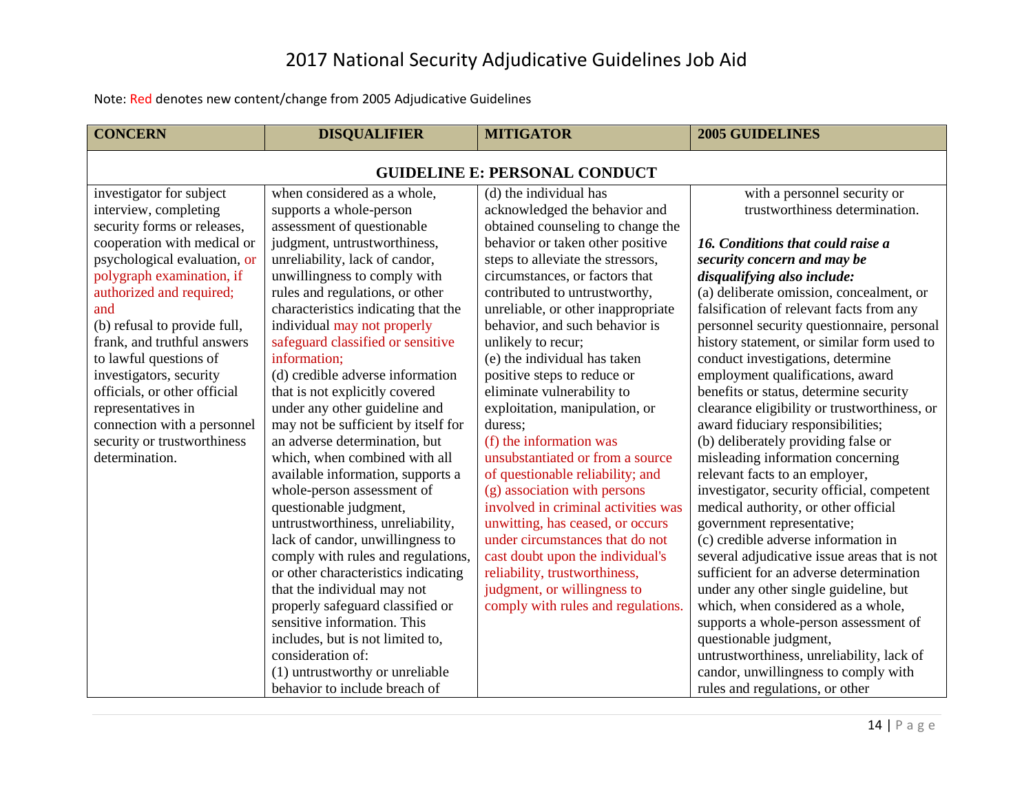# 2017 National Security Adjudicative Guidelines Job Aid

Note: Red denotes new content/change from 2005 Adjudicative Guidelines

| CONCERN | DISQUALIFIER | MITIGATOR | 2005 GUIDELINES |
|---|---|---|---|
| **GUIDELINE E: PERSONAL CONDUCT** | | | |
| investigator for subject interview, completing security forms or releases, cooperation with medical or psychological evaluation, or polygraph examination, if authorized and required; and<br>(b) refusal to provide full, frank, and truthful answers to lawful questions of investigators, security officials, or other official representatives in connection with a personnel security or trustworthiness determination. | when considered as a whole, supports a whole-person assessment of questionable judgment, untrustworthiness, unreliability, lack of candor, unwillingness to comply with rules and regulations, or other characteristics indicating that the individual may not properly safeguard classified or sensitive information;<br>(d) credible adverse information that is not explicitly covered under any other guideline and may not be sufficient by itself for an adverse determination, but which, when combined with all available information, supports a whole-person assessment of questionable judgment, untrustworthiness, unreliability, lack of candor, unwillingness to comply with rules and regulations, or other characteristics indicating that the individual may not properly safeguard classified or sensitive information. This includes, but is not limited to, consideration of:<br>(1) untrustworthy or unreliable behavior to include breach of | (d) the individual has acknowledged the behavior and obtained counseling to change the behavior or taken other positive steps to alleviate the stressors, circumstances, or factors that contributed to untrustworthy, unreliable, or other inappropriate behavior, and such behavior is unlikely to recur;<br>(e) the individual has taken positive steps to reduce or eliminate vulnerability to exploitation, manipulation, or duress;<br>(f) the information was unsubstantiated or from a source of questionable reliability; and<br>(g) association with persons involved in criminal activities was unwitting, has ceased, or occurs under circumstances that do not cast doubt upon the individual's reliability, trustworthiness, judgment, or willingness to comply with rules and regulations. | with a personnel security or trustworthiness determination.<br><br>***16. Conditions that could raise a security concern and may be disqualifying also include:***<br>(a) deliberate omission, concealment, or falsification of relevant facts from any personnel security questionnaire, personal history statement, or similar form used to conduct investigations, determine employment qualifications, award benefits or status, determine security clearance eligibility or trustworthiness, or award fiduciary responsibilities;<br>(b) deliberately providing false or misleading information concerning relevant facts to an employer, investigator, security official, competent medical authority, or other official government representative;<br>(c) credible adverse information in several adjudicative issue areas that is not sufficient for an adverse determination under any other single guideline, but which, when considered as a whole, supports a whole-person assessment of questionable judgment, untrustworthiness, unreliability, lack of candor, unwillingness to comply with rules and regulations, or other |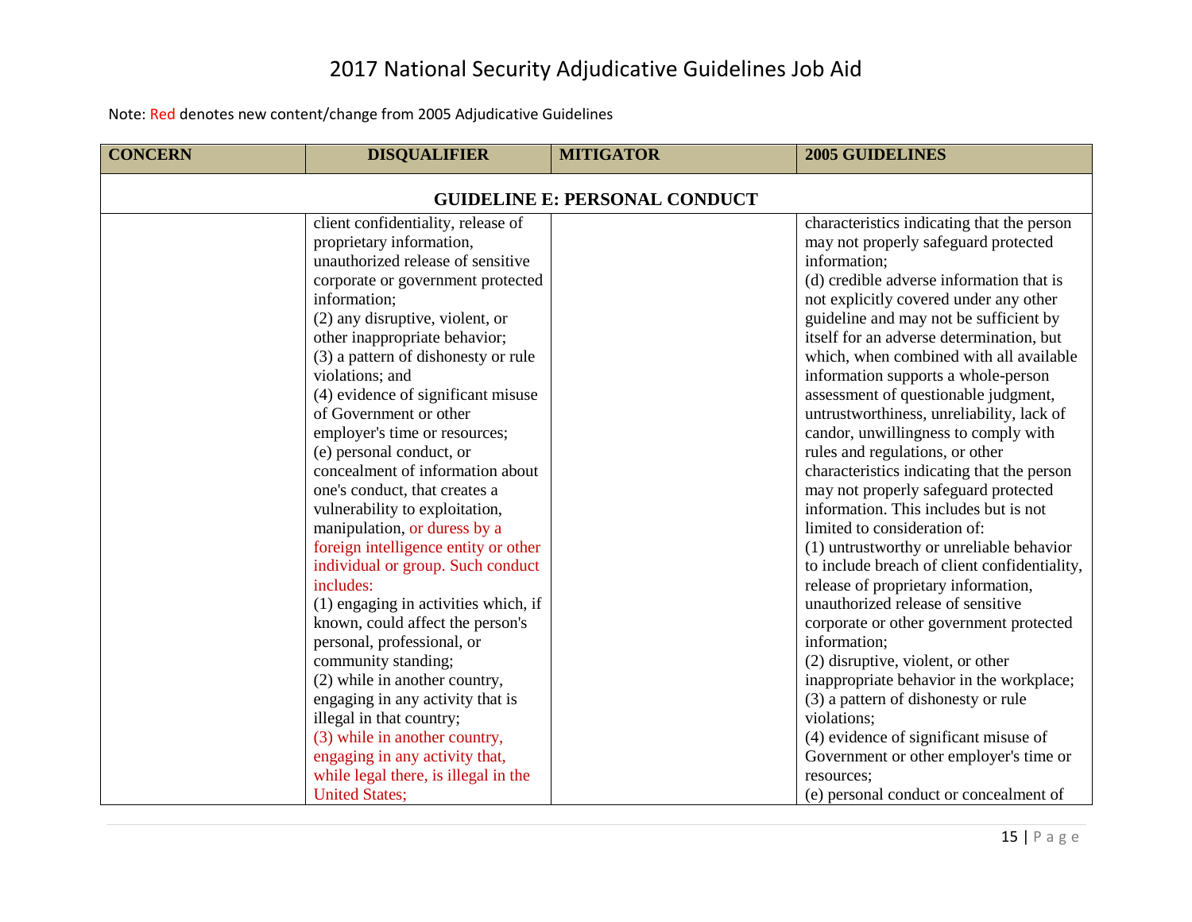# 2017 National Security Adjudicative Guidelines Job Aid

Note: Red denotes new content/change from 2005 Adjudicative Guidelines

| CONCERN | DISQUALIFIER | MITIGATOR | 2005 GUIDELINES |
|---|---|---|---|
| **GUIDELINE E: PERSONAL CONDUCT** | | | |
| | client confidentiality, release of proprietary information, unauthorized release of sensitive corporate or government protected information;<br>(2) any disruptive, violent, or other inappropriate behavior;<br>(3) a pattern of dishonesty or rule violations; and<br>(4) evidence of significant misuse of Government or other employer's time or resources;<br>(e) personal conduct, or concealment of information about one's conduct, that creates a vulnerability to exploitation, manipulation, or duress by a foreign intelligence entity or other individual or group. Such conduct includes:<br>(1) engaging in activities which, if known, could affect the person's personal, professional, or community standing;<br>(2) while in another country, engaging in any activity that is illegal in that country;<br>(3) while in another country, engaging in any activity that, while legal there, is illegal in the United States; | | characteristics indicating that the person may not properly safeguard protected information;<br>(d) credible adverse information that is not explicitly covered under any other guideline and may not be sufficient by itself for an adverse determination, but which, when combined with all available information supports a whole-person assessment of questionable judgment, untrustworthiness, unreliability, lack of candor, unwillingness to comply with rules and regulations, or other characteristics indicating that the person may not properly safeguard protected information. This includes but is not limited to consideration of:<br>(1) untrustworthy or unreliable behavior to include breach of client confidentiality, release of proprietary information, unauthorized release of sensitive corporate or other government protected information;<br>(2) disruptive, violent, or other inappropriate behavior in the workplace;<br>(3) a pattern of dishonesty or rule violations;<br>(4) evidence of significant misuse of Government or other employer's time or resources;<br>(e) personal conduct or concealment of |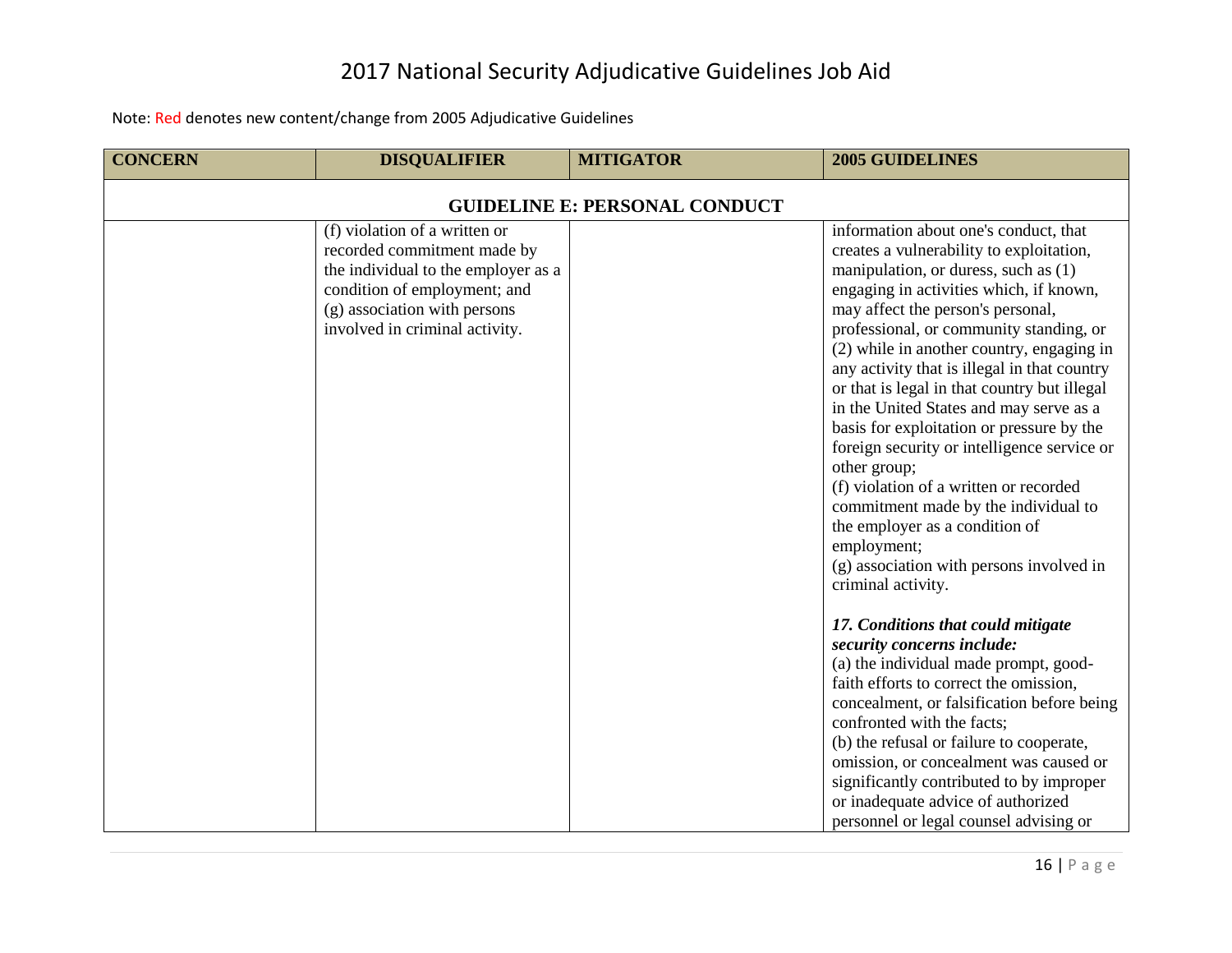# 2017 National Security Adjudicative Guidelines Job Aid

Note: Red denotes new content/change from 2005 Adjudicative Guidelines

| CONCERN | DISQUALIFIER | MITIGATOR | 2005 GUIDELINES |
|---|---|---|---|
| **GUIDELINE E: PERSONAL CONDUCT** | | | |
| | (f) violation of a written or recorded commitment made by the individual to the employer as a condition of employment; and<br>(g) association with persons involved in criminal activity. | | information about one's conduct, that creates a vulnerability to exploitation, manipulation, or duress, such as (1) engaging in activities which, if known, may affect the person's personal, professional, or community standing, or (2) while in another country, engaging in any activity that is illegal in that country or that is legal in that country but illegal in the United States and may serve as a basis for exploitation or pressure by the foreign security or intelligence service or other group;<br>(f) violation of a written or recorded commitment made by the individual to the employer as a condition of employment;<br>(g) association with persons involved in criminal activity.<br><br>***17. Conditions that could mitigate security concerns include:***<br>(a) the individual made prompt, good-faith efforts to correct the omission, concealment, or falsification before being confronted with the facts;<br>(b) the refusal or failure to cooperate, omission, or concealment was caused or significantly contributed to by improper or inadequate advice of authorized personnel or legal counsel advising or |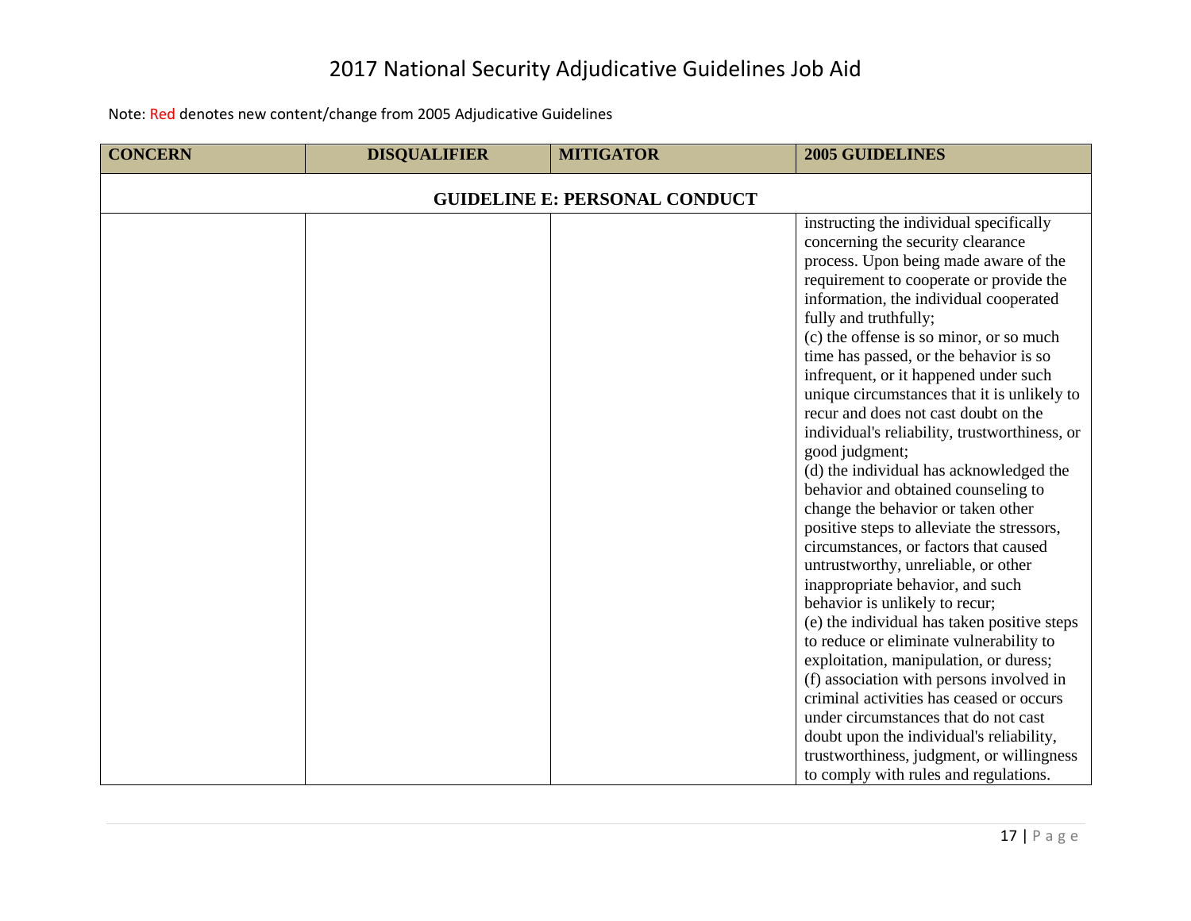# 2017 National Security Adjudicative Guidelines Job Aid

Note: Red denotes new content/change from 2005 Adjudicative Guidelines

| CONCERN | DISQUALIFIER | MITIGATOR | 2005 GUIDELINES |
|---|---|---|---|
| **GUIDELINE E: PERSONAL CONDUCT** | | | |
| | | | instructing the individual specifically concerning the security clearance process. Upon being made aware of the requirement to cooperate or provide the information, the individual cooperated fully and truthfully;<br>(c) the offense is so minor, or so much time has passed, or the behavior is so infrequent, or it happened under such unique circumstances that it is unlikely to recur and does not cast doubt on the individual's reliability, trustworthiness, or good judgment;<br>(d) the individual has acknowledged the behavior and obtained counseling to change the behavior or taken other positive steps to alleviate the stressors, circumstances, or factors that caused untrustworthy, unreliable, or other inappropriate behavior, and such behavior is unlikely to recur;<br>(e) the individual has taken positive steps to reduce or eliminate vulnerability to exploitation, manipulation, or duress;<br>(f) association with persons involved in criminal activities has ceased or occurs under circumstances that do not cast doubt upon the individual's reliability, trustworthiness, judgment, or willingness to comply with rules and regulations. |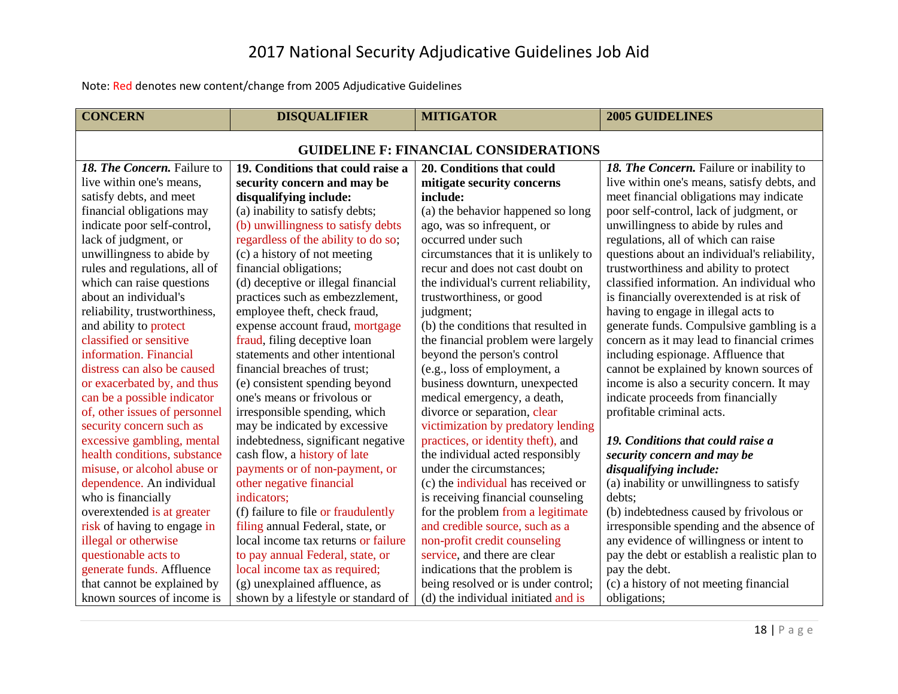# 2017 National Security Adjudicative Guidelines Job Aid

Note: Red denotes new content/change from 2005 Adjudicative Guidelines

| CONCERN | DISQUALIFIER | MITIGATOR | 2005 GUIDELINES |
|---|---|---|---|
| **GUIDELINE F: FINANCIAL CONSIDERATIONS** | | | |
| ***18. The Concern.*** Failure to live within one's means, satisfy debts, and meet financial obligations may indicate poor self-control, lack of judgment, or unwillingness to abide by rules and regulations, all of which can raise questions about an individual's reliability, trustworthiness, and ability to protect classified or sensitive information. Financial distress can also be caused or exacerbated by, and thus can be a possible indicator of, other issues of personnel security concern such as excessive gambling, mental health conditions, substance misuse, or alcohol abuse or dependence. An individual who is financially overextended is at greater risk of having to engage in illegal or otherwise questionable acts to generate funds. Affluence that cannot be explained by known sources of income is | **19. Conditions that could raise a security concern and may be disqualifying include:**<br>(a) inability to satisfy debts;<br>(b) unwillingness to satisfy debts regardless of the ability to do so;<br>(c) a history of not meeting financial obligations;<br>(d) deceptive or illegal financial practices such as embezzlement, employee theft, check fraud, expense account fraud, mortgage fraud, filing deceptive loan statements and other intentional financial breaches of trust;<br>(e) consistent spending beyond one's means or frivolous or irresponsible spending, which may be indicated by excessive indebtedness, significant negative cash flow, a history of late payments or of non-payment, or other negative financial indicators;<br>(f) failure to file or fraudulently filing annual Federal, state, or local income tax returns or failure to pay annual Federal, state, or local income tax as required;<br>(g) unexplained affluence, as shown by a lifestyle or standard of | **20. Conditions that could mitigate security concerns include:**<br>(a) the behavior happened so long ago, was so infrequent, or occurred under such circumstances that it is unlikely to recur and does not cast doubt on the individual's current reliability, trustworthiness, or good judgment;<br>(b) the conditions that resulted in the financial problem were largely beyond the person's control (e.g., loss of employment, a business downturn, unexpected medical emergency, a death, divorce or separation, clear victimization by predatory lending practices, or identity theft), and the individual acted responsibly under the circumstances;<br>(c) the individual has received or is receiving financial counseling for the problem from a legitimate and credible source, such as a non-profit credit counseling service, and there are clear indications that the problem is being resolved or is under control;<br>(d) the individual initiated and is | ***18. The Concern.*** Failure or inability to live within one's means, satisfy debts, and meet financial obligations may indicate poor self-control, lack of judgment, or unwillingness to abide by rules and regulations, all of which can raise questions about an individual's reliability, trustworthiness and ability to protect classified information. An individual who is financially overextended is at risk of having to engage in illegal acts to generate funds. Compulsive gambling is a concern as it may lead to financial crimes including espionage. Affluence that cannot be explained by known sources of income is also a security concern. It may indicate proceeds from financially profitable criminal acts.<br><br>***19. Conditions that could raise a security concern and may be disqualifying include:***<br>(a) inability or unwillingness to satisfy debts;<br>(b) indebtedness caused by frivolous or irresponsible spending and the absence of any evidence of willingness or intent to pay the debt or establish a realistic plan to pay the debt.<br>(c) a history of not meeting financial obligations; |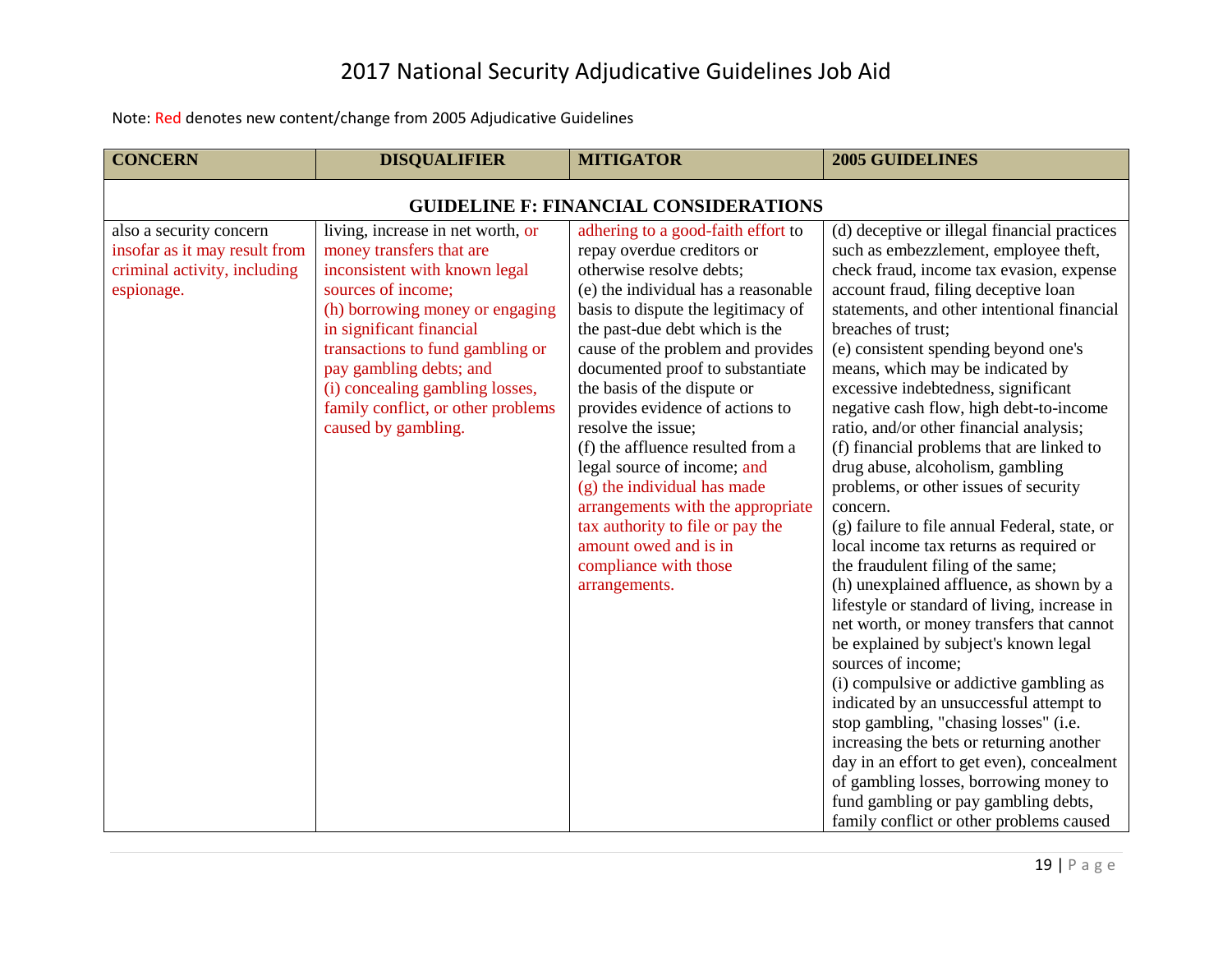# 2017 National Security Adjudicative Guidelines Job Aid

Note: Red denotes new content/change from 2005 Adjudicative Guidelines

| CONCERN | DISQUALIFIER | MITIGATOR | 2005 GUIDELINES |
|---|---|---|---|
| **GUIDELINE F: FINANCIAL CONSIDERATIONS** | | | |
| also a security concern insofar as it may result from criminal activity, including espionage. | living, increase in net worth, or money transfers that are inconsistent with known legal sources of income;<br>(h) borrowing money or engaging in significant financial transactions to fund gambling or pay gambling debts; and<br>(i) concealing gambling losses, family conflict, or other problems caused by gambling. | adhering to a good-faith effort to repay overdue creditors or otherwise resolve debts;<br>(e) the individual has a reasonable basis to dispute the legitimacy of the past-due debt which is the cause of the problem and provides documented proof to substantiate the basis of the dispute or provides evidence of actions to resolve the issue;<br>(f) the affluence resulted from a legal source of income; and<br>(g) the individual has made arrangements with the appropriate tax authority to file or pay the amount owed and is in compliance with those arrangements. | (d) deceptive or illegal financial practices such as embezzlement, employee theft, check fraud, income tax evasion, expense account fraud, filing deceptive loan statements, and other intentional financial breaches of trust;<br>(e) consistent spending beyond one's means, which may be indicated by excessive indebtedness, significant negative cash flow, high debt-to-income ratio, and/or other financial analysis;<br>(f) financial problems that are linked to drug abuse, alcoholism, gambling problems, or other issues of security concern.<br>(g) failure to file annual Federal, state, or local income tax returns as required or the fraudulent filing of the same;<br>(h) unexplained affluence, as shown by a lifestyle or standard of living, increase in net worth, or money transfers that cannot be explained by subject's known legal sources of income;<br>(i) compulsive or addictive gambling as indicated by an unsuccessful attempt to stop gambling, "chasing losses" (i.e. increasing the bets or returning another day in an effort to get even), concealment of gambling losses, borrowing money to fund gambling or pay gambling debts, family conflict or other problems caused |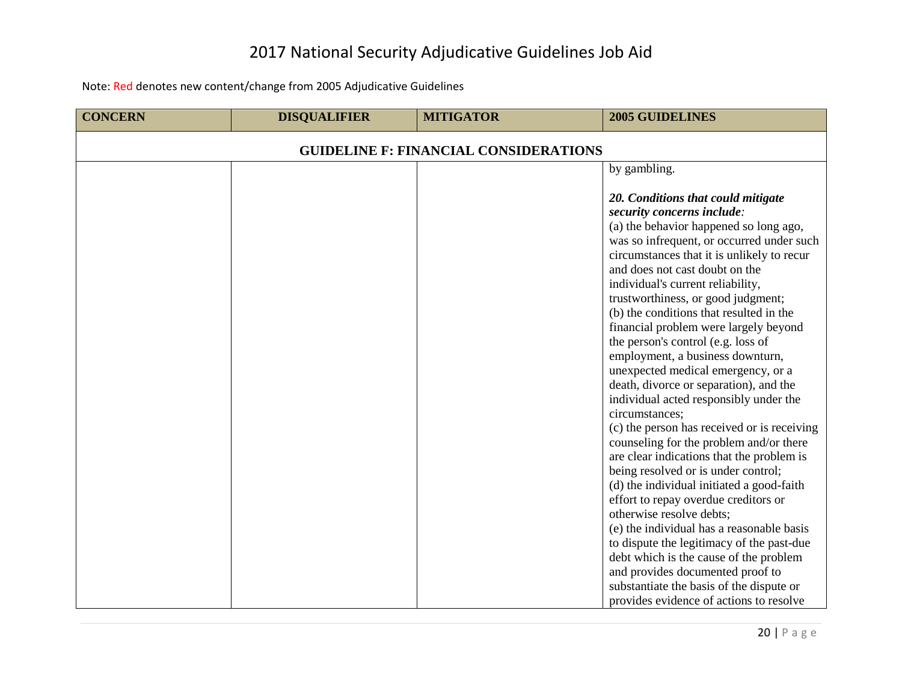# 2017 National Security Adjudicative Guidelines Job Aid

Note: Red denotes new content/change from 2005 Adjudicative Guidelines

| CONCERN | DISQUALIFIER | MITIGATOR | 2005 GUIDELINES |
|---|---|---|---|
| **GUIDELINE F: FINANCIAL CONSIDERATIONS** | | | |
| | | | by gambling.<br><br>***20. Conditions that could mitigate security concerns include:***<br>(a) the behavior happened so long ago, was so infrequent, or occurred under such circumstances that it is unlikely to recur and does not cast doubt on the individual's current reliability, trustworthiness, or good judgment;<br>(b) the conditions that resulted in the financial problem were largely beyond the person's control (e.g. loss of employment, a business downturn, unexpected medical emergency, or a death, divorce or separation), and the individual acted responsibly under the circumstances;<br>(c) the person has received or is receiving counseling for the problem and/or there are clear indications that the problem is being resolved or is under control;<br>(d) the individual initiated a good-faith effort to repay overdue creditors or otherwise resolve debts;<br>(e) the individual has a reasonable basis to dispute the legitimacy of the past-due debt which is the cause of the problem and provides documented proof to substantiate the basis of the dispute or provides evidence of actions to resolve |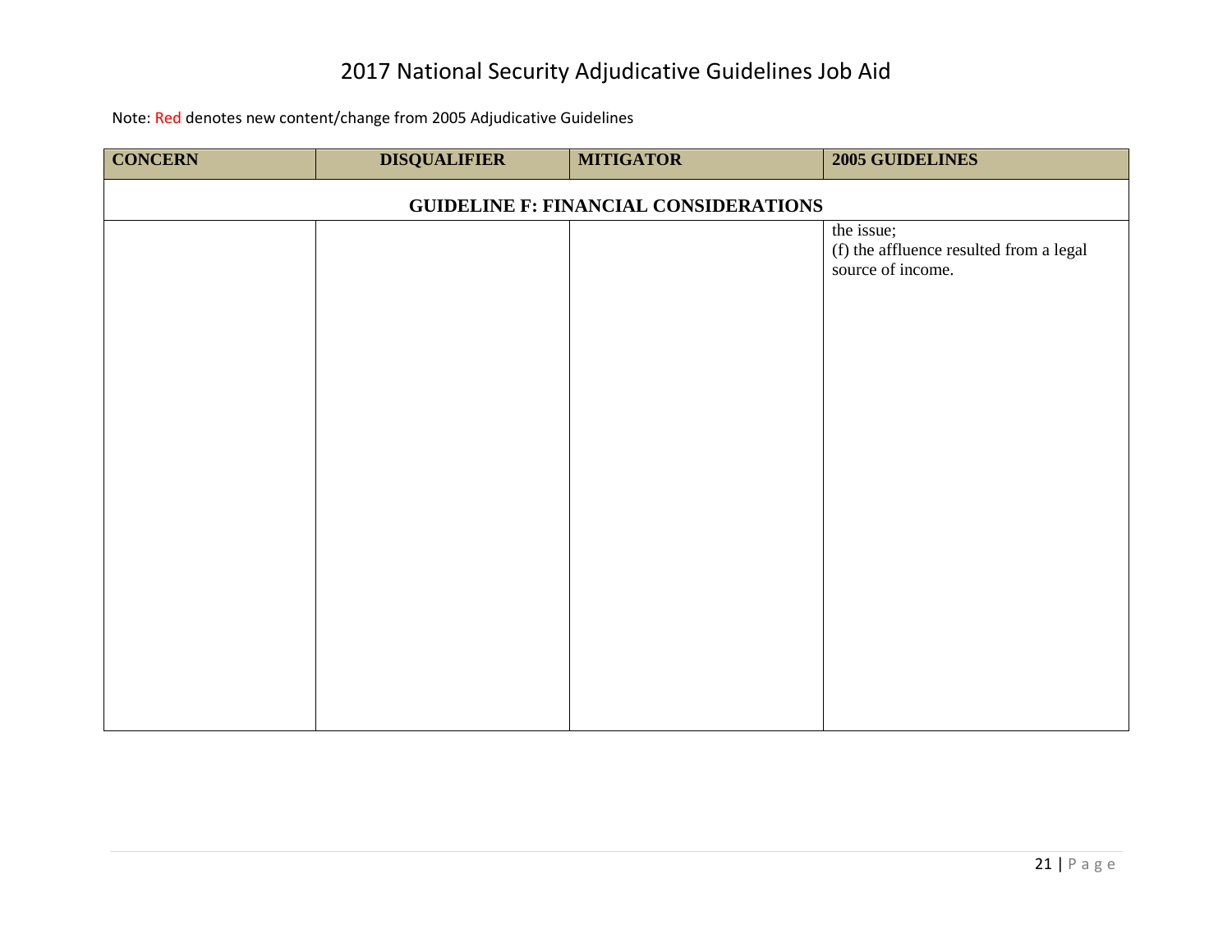# 2017 National Security Adjudicative Guidelines Job Aid

Note: Red denotes new content/change from 2005 Adjudicative Guidelines

| CONCERN | DISQUALIFIER | MITIGATOR | 2005 GUIDELINES |
|---|---|---|---|
| **GUIDELINE F: FINANCIAL CONSIDERATIONS** | | | |
| | | | the issue;<br>(f) the affluence resulted from a legal source of income. |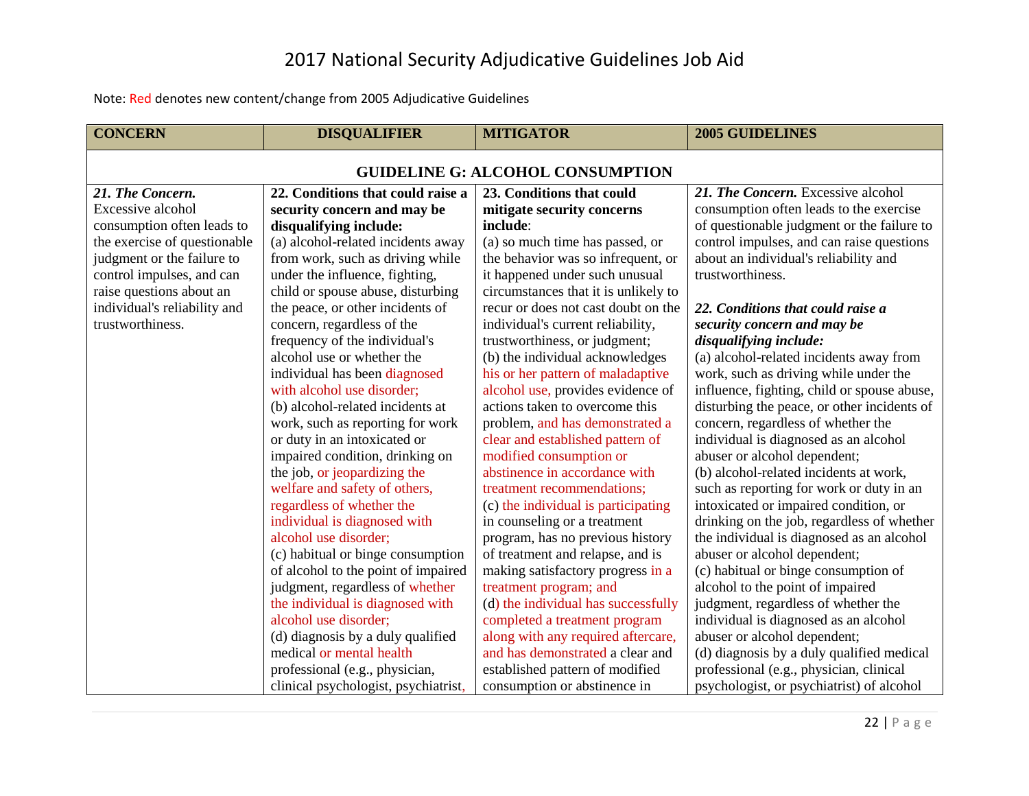# 2017 National Security Adjudicative Guidelines Job Aid

Note: Red denotes new content/change from 2005 Adjudicative Guidelines

| CONCERN | DISQUALIFIER | MITIGATOR | 2005 GUIDELINES |
|---|---|---|---|
| **GUIDELINE G: ALCOHOL CONSUMPTION** | | | |
| ***21. The Concern.*** Excessive alcohol consumption often leads to the exercise of questionable judgment or the failure to control impulses, and can raise questions about an individual's reliability and trustworthiness. | **22. Conditions that could raise a security concern and may be disqualifying include:**<br>(a) alcohol-related incidents away from work, such as driving while under the influence, fighting, child or spouse abuse, disturbing the peace, or other incidents of concern, regardless of the frequency of the individual's alcohol use or whether the individual has been diagnosed with alcohol use disorder;<br>(b) alcohol-related incidents at work, such as reporting for work or duty in an intoxicated or impaired condition, drinking on the job, or jeopardizing the welfare and safety of others, regardless of whether the individual is diagnosed with alcohol use disorder;<br>(c) habitual or binge consumption of alcohol to the point of impaired judgment, regardless of whether the individual is diagnosed with alcohol use disorder;<br>(d) diagnosis by a duly qualified medical or mental health professional (e.g., physician, clinical psychologist, psychiatrist, | **23. Conditions that could mitigate security concerns include**:<br>(a) so much time has passed, or the behavior was so infrequent, or it happened under such unusual circumstances that it is unlikely to recur or does not cast doubt on the individual's current reliability, trustworthiness, or judgment;<br>(b) the individual acknowledges his or her pattern of maladaptive alcohol use, provides evidence of actions taken to overcome this problem, and has demonstrated a clear and established pattern of modified consumption or abstinence in accordance with treatment recommendations;<br>(c) the individual is participating in counseling or a treatment program, has no previous history of treatment and relapse, and is making satisfactory progress in a treatment program; and<br>(d) the individual has successfully completed a treatment program along with any required aftercare, and has demonstrated a clear and established pattern of modified consumption or abstinence in | ***21. The Concern.*** Excessive alcohol consumption often leads to the exercise of questionable judgment or the failure to control impulses, and can raise questions about an individual's reliability and trustworthiness.<br><br>***22. Conditions that could raise a security concern and may be disqualifying include:***<br>(a) alcohol-related incidents away from work, such as driving while under the influence, fighting, child or spouse abuse, disturbing the peace, or other incidents of concern, regardless of whether the individual is diagnosed as an alcohol abuser or alcohol dependent;<br>(b) alcohol-related incidents at work, such as reporting for work or duty in an intoxicated or impaired condition, or drinking on the job, regardless of whether the individual is diagnosed as an alcohol abuser or alcohol dependent;<br>(c) habitual or binge consumption of alcohol to the point of impaired judgment, regardless of whether the individual is diagnosed as an alcohol abuser or alcohol dependent;<br>(d) diagnosis by a duly qualified medical professional (e.g., physician, clinical psychologist, or psychiatrist) of alcohol |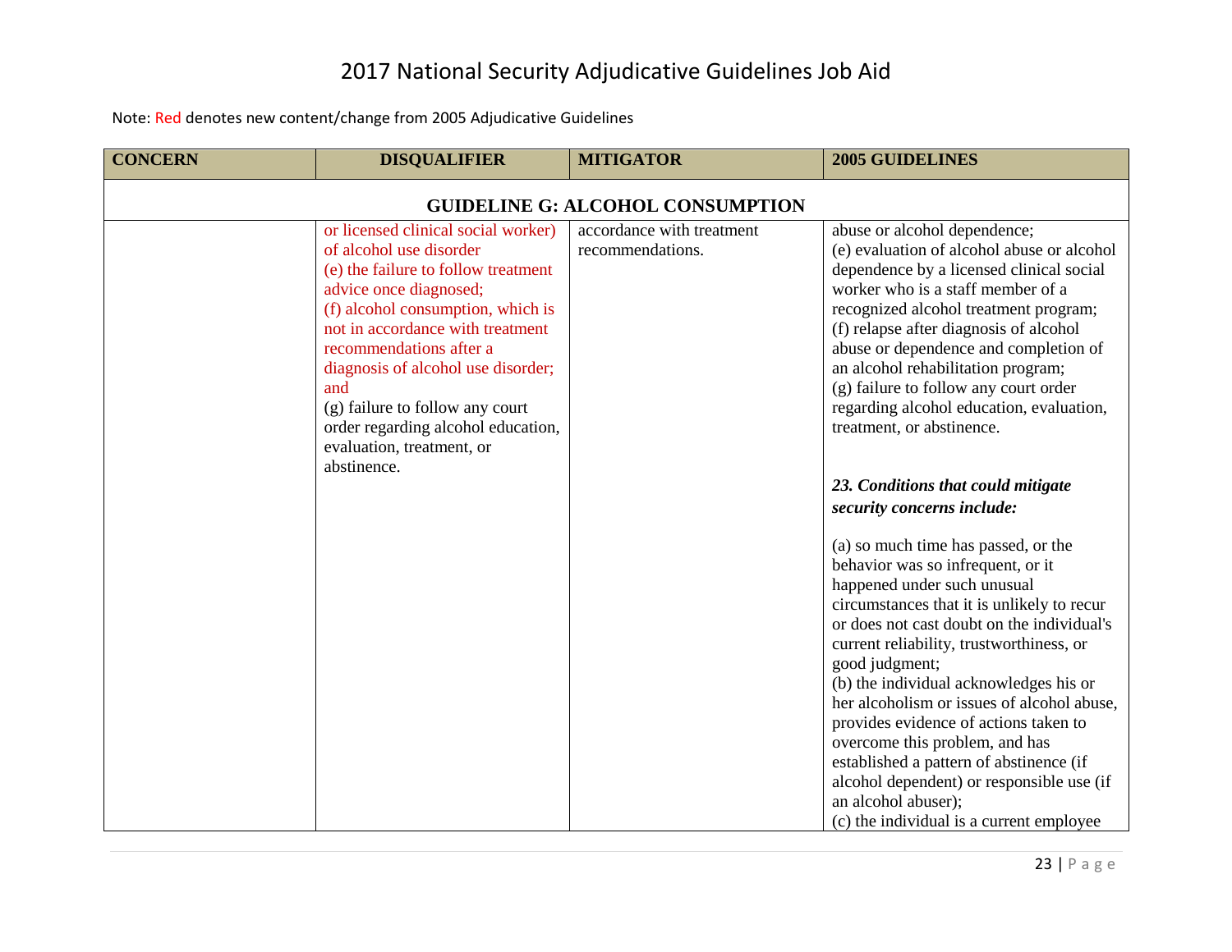# 2017 National Security Adjudicative Guidelines Job Aid

Note: Red denotes new content/change from 2005 Adjudicative Guidelines

| CONCERN | DISQUALIFIER | MITIGATOR | 2005 GUIDELINES |
|---|---|---|---|
| **GUIDELINE G: ALCOHOL CONSUMPTION** | | | |
| | or licensed clinical social worker) of alcohol use disorder<br>(e) the failure to follow treatment advice once diagnosed;<br>(f) alcohol consumption, which is not in accordance with treatment recommendations after a diagnosis of alcohol use disorder; and<br>(g) failure to follow any court order regarding alcohol education, evaluation, treatment, or abstinence. | accordance with treatment recommendations. | abuse or alcohol dependence;<br>(e) evaluation of alcohol abuse or alcohol dependence by a licensed clinical social worker who is a staff member of a recognized alcohol treatment program;<br>(f) relapse after diagnosis of alcohol abuse or dependence and completion of an alcohol rehabilitation program;<br>(g) failure to follow any court order regarding alcohol education, evaluation, treatment, or abstinence.<br><br>***23. Conditions that could mitigate security concerns include:***<br><br>(a) so much time has passed, or the behavior was so infrequent, or it happened under such unusual circumstances that it is unlikely to recur or does not cast doubt on the individual's current reliability, trustworthiness, or good judgment;<br>(b) the individual acknowledges his or her alcoholism or issues of alcohol abuse, provides evidence of actions taken to overcome this problem, and has established a pattern of abstinence (if alcohol dependent) or responsible use (if an alcohol abuser);<br>(c) the individual is a current employee |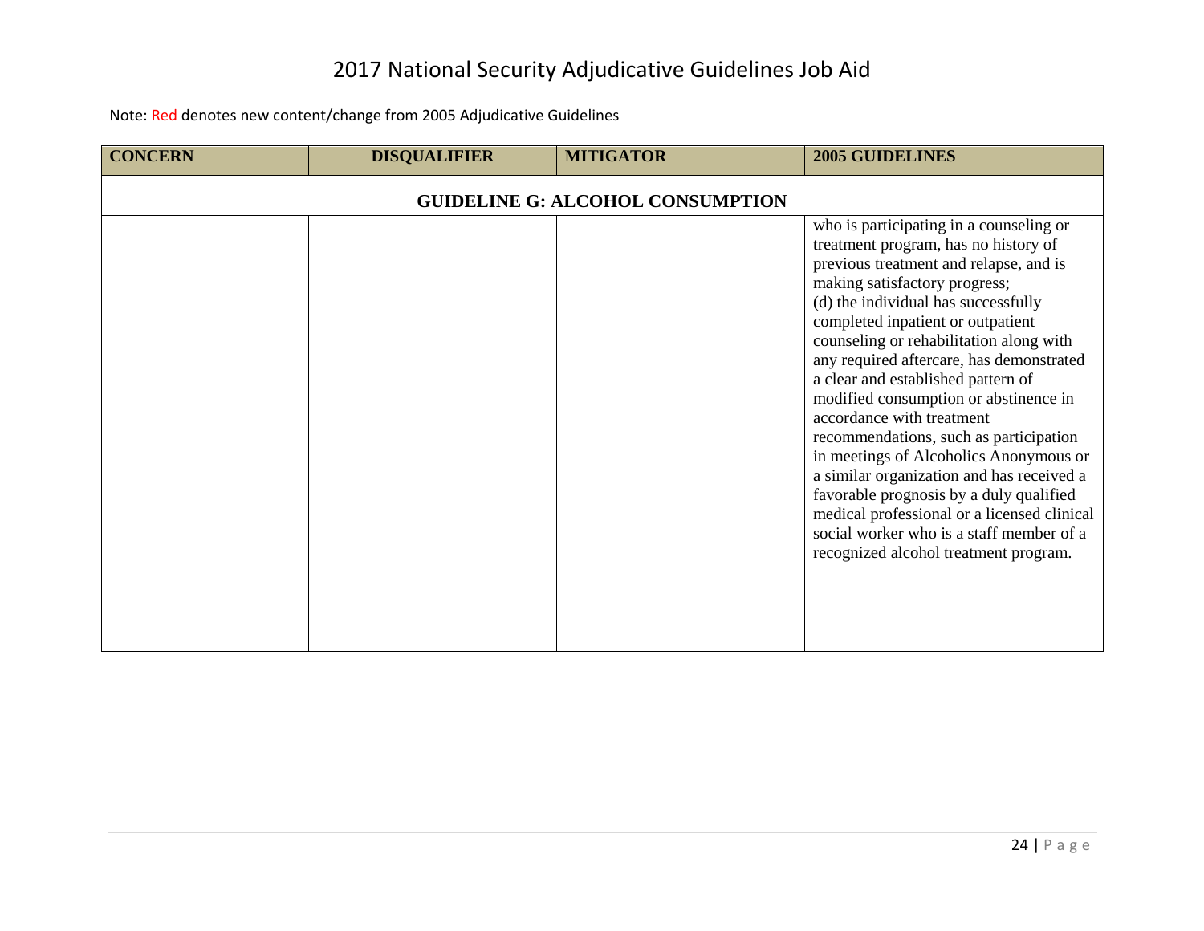# 2017 National Security Adjudicative Guidelines Job Aid

Note: Red denotes new content/change from 2005 Adjudicative Guidelines

| CONCERN | DISQUALIFIER | MITIGATOR | 2005 GUIDELINES |
| --- | --- | --- | --- |
| **GUIDELINE G: ALCOHOL CONSUMPTION** | | | |
| | | | who is participating in a counseling or treatment program, has no history of previous treatment and relapse, and is making satisfactory progress;<br>(d) the individual has successfully completed inpatient or outpatient counseling or rehabilitation along with any required aftercare, has demonstrated a clear and established pattern of modified consumption or abstinence in accordance with treatment recommendations, such as participation in meetings of Alcoholics Anonymous or a similar organization and has received a favorable prognosis by a duly qualified medical professional or a licensed clinical social worker who is a staff member of a recognized alcohol treatment program. |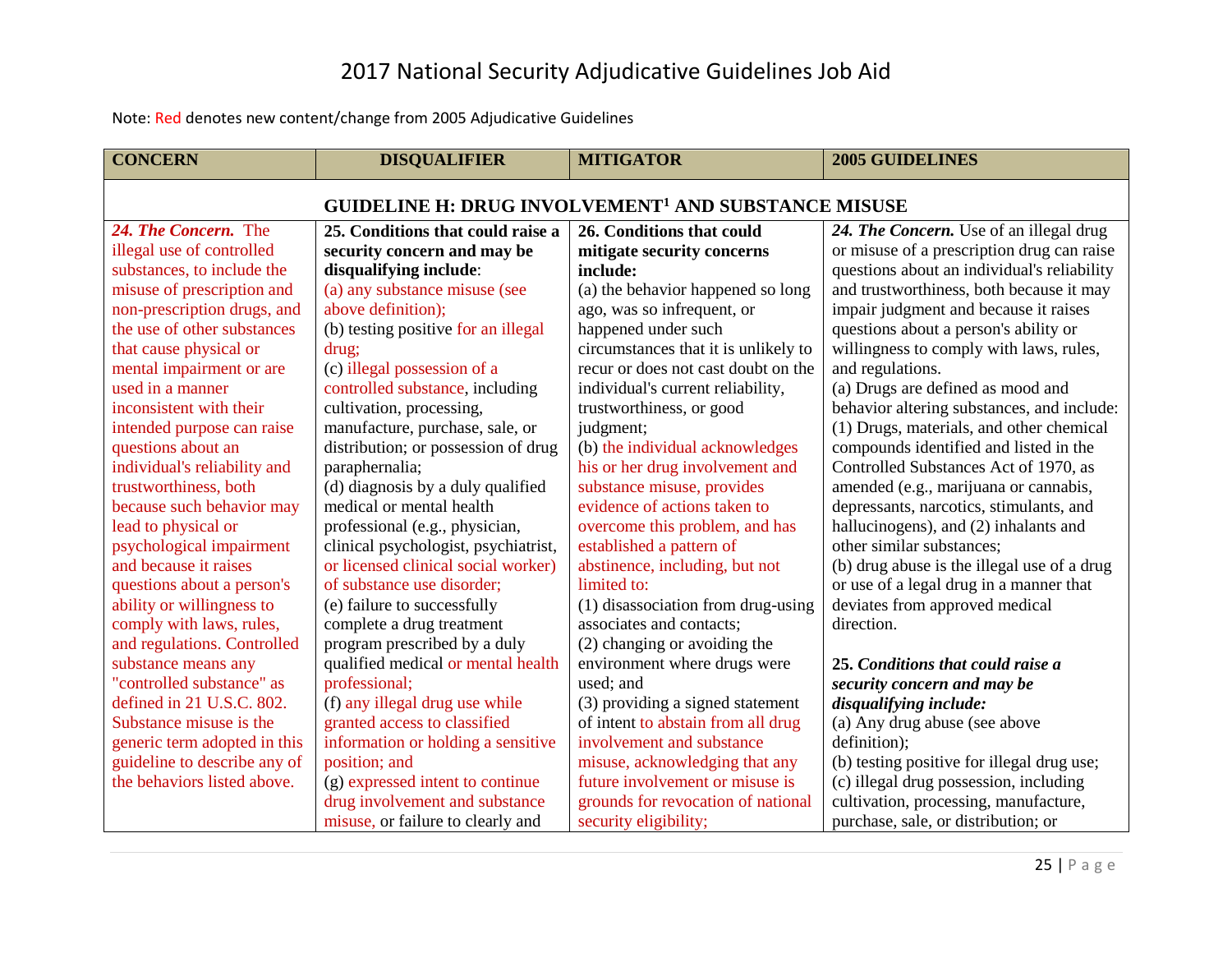# 2017 National Security Adjudicative Guidelines Job Aid

Note: Red denotes new content/change from 2005 Adjudicative Guidelines

| CONCERN | DISQUALIFIER | MITIGATOR | 2005 GUIDELINES |
|---|---|---|---|
| **GUIDELINE H: DRUG INVOLVEMENT[1] AND SUBSTANCE MISUSE** | | | |
| ***24. The Concern.*** The illegal use of controlled substances, to include the misuse of prescription and non-prescription drugs, and the use of other substances that cause physical or mental impairment or are used in a manner inconsistent with their intended purpose can raise questions about an individual's reliability and trustworthiness, both because such behavior may lead to physical or psychological impairment and because it raises questions about a person's ability or willingness to comply with laws, rules, and regulations. Controlled substance means any "controlled substance" as defined in 21 U.S.C. 802. Substance misuse is the generic term adopted in this guideline to describe any of the behaviors listed above. | **25. Conditions that could raise a security concern and may be disqualifying include**:<br>(a) any substance misuse (see above definition);<br>(b) testing positive for an illegal drug;<br>(c) illegal possession of a controlled substance, including cultivation, processing, manufacture, purchase, sale, or distribution; or possession of drug paraphernalia;<br>(d) diagnosis by a duly qualified medical or mental health professional (e.g., physician, clinical psychologist, psychiatrist, or licensed clinical social worker) of substance use disorder;<br>(e) failure to successfully complete a drug treatment program prescribed by a duly qualified medical or mental health professional;<br>(f) any illegal drug use while granted access to classified information or holding a sensitive position; and<br>(g) expressed intent to continue drug involvement and substance misuse, or failure to clearly and | **26. Conditions that could mitigate security concerns include:**<br>(a) the behavior happened so long ago, was so infrequent, or happened under such circumstances that it is unlikely to recur or does not cast doubt on the individual's current reliability, trustworthiness, or good judgment;<br>(b) the individual acknowledges his or her drug involvement and substance misuse, provides evidence of actions taken to overcome this problem, and has established a pattern of abstinence, including, but not limited to:<br>(1) disassociation from drug-using associates and contacts;<br>(2) changing or avoiding the environment where drugs were used; and<br>(3) providing a signed statement of intent to abstain from all drug involvement and substance misuse, acknowledging that any future involvement or misuse is grounds for revocation of national security eligibility; | ***24. The Concern.*** Use of an illegal drug or misuse of a prescription drug can raise questions about an individual's reliability and trustworthiness, both because it may impair judgment and because it raises questions about a person's ability or willingness to comply with laws, rules, and regulations.<br>(a) Drugs are defined as mood and behavior altering substances, and include: (1) Drugs, materials, and other chemical compounds identified and listed in the Controlled Substances Act of 1970, as amended (e.g., marijuana or cannabis, depressants, narcotics, stimulants, and hallucinogens), and (2) inhalants and other similar substances;<br>(b) drug abuse is the illegal use of a drug or use of a legal drug in a manner that deviates from approved medical direction.<br><br>**25. *Conditions that could raise a security concern and may be disqualifying include:***<br>(a) Any drug abuse (see above definition);<br>(b) testing positive for illegal drug use;<br>(c) illegal drug possession, including cultivation, processing, manufacture, purchase, sale, or distribution; or |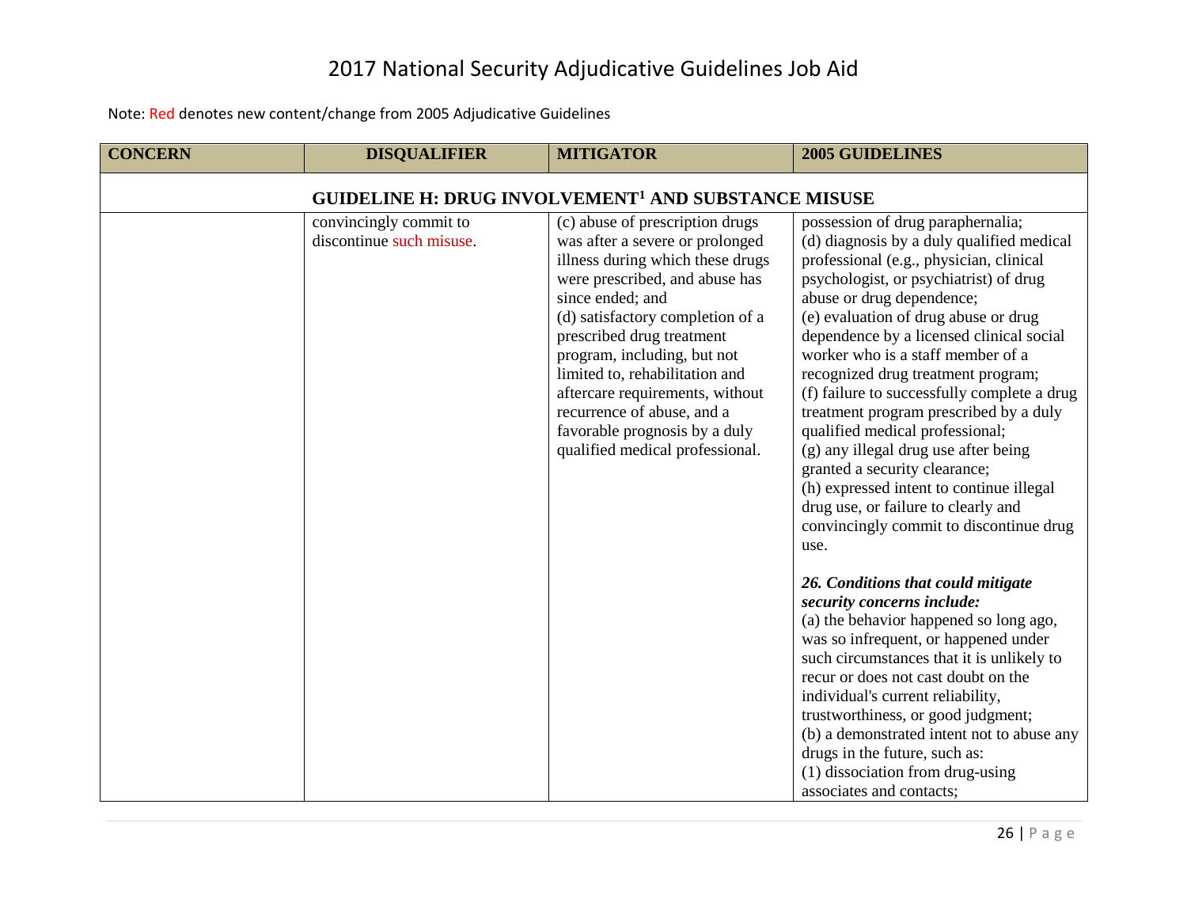# 2017 National Security Adjudicative Guidelines Job Aid

Note: Red denotes new content/change from 2005 Adjudicative Guidelines

| CONCERN | DISQUALIFIER | MITIGATOR | 2005 GUIDELINES |
|---|---|---|---|
| **GUIDELINE H: DRUG INVOLVEMENT[1] AND SUBSTANCE MISUSE** | | | |
| | convincingly commit to discontinue such misuse. | (c) abuse of prescription drugs was after a severe or prolonged illness during which these drugs were prescribed, and abuse has since ended; and<br>(d) satisfactory completion of a prescribed drug treatment program, including, but not limited to, rehabilitation and aftercare requirements, without recurrence of abuse, and a favorable prognosis by a duly qualified medical professional. | possession of drug paraphernalia;<br>(d) diagnosis by a duly qualified medical professional (e.g., physician, clinical psychologist, or psychiatrist) of drug abuse or drug dependence;<br>(e) evaluation of drug abuse or drug dependence by a licensed clinical social worker who is a staff member of a recognized drug treatment program;<br>(f) failure to successfully complete a drug treatment program prescribed by a duly qualified medical professional;<br>(g) any illegal drug use after being granted a security clearance;<br>(h) expressed intent to continue illegal drug use, or failure to clearly and convincingly commit to discontinue drug use.<br><br>***26. Conditions that could mitigate security concerns include:***<br>(a) the behavior happened so long ago, was so infrequent, or happened under such circumstances that it is unlikely to recur or does not cast doubt on the individual's current reliability, trustworthiness, or good judgment;<br>(b) a demonstrated intent not to abuse any drugs in the future, such as:<br>(1) dissociation from drug-using associates and contacts; |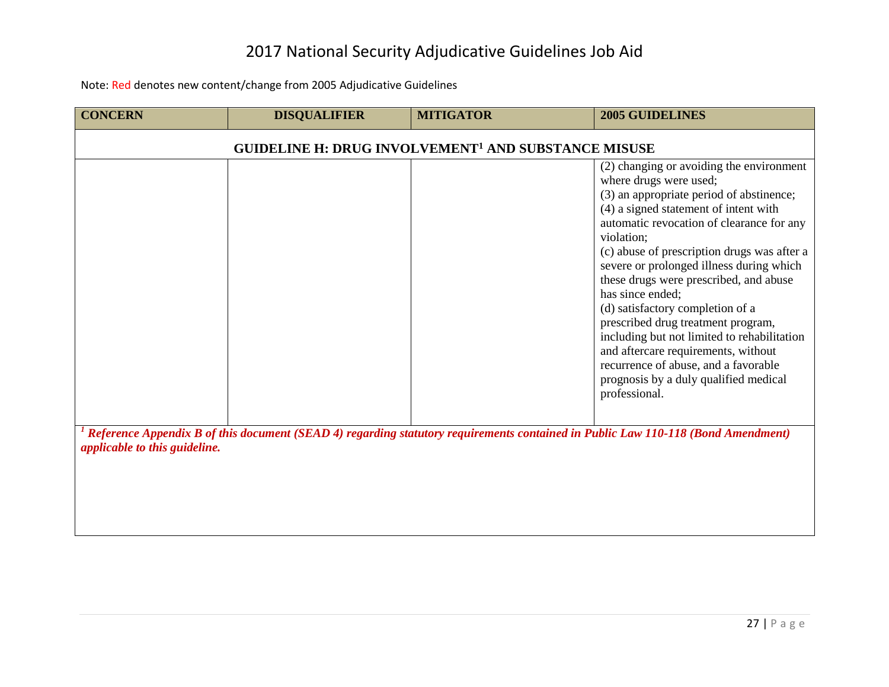# 2017 National Security Adjudicative Guidelines Job Aid

Note: Red denotes new content/change from 2005 Adjudicative Guidelines

| CONCERN | DISQUALIFIER | MITIGATOR | 2005 GUIDELINES |
|---|---|---|---|
| **GUIDELINE H: DRUG INVOLVEMENT[1] AND SUBSTANCE MISUSE** | | | |
| | | | (2) changing or avoiding the environment where drugs were used;<br>(3) an appropriate period of abstinence;<br>(4) a signed statement of intent with automatic revocation of clearance for any violation;<br>(c) abuse of prescription drugs was after a severe or prolonged illness during which these drugs were prescribed, and abuse has since ended;<br>(d) satisfactory completion of a prescribed drug treatment program, including but not limited to rehabilitation and aftercare requirements, without recurrence of abuse, and a favorable prognosis by a duly qualified medical professional. |

***[1] Reference Appendix B of this document (SEAD 4) regarding statutory requirements contained in Public Law 110-118 (Bond Amendment) applicable to this guideline.***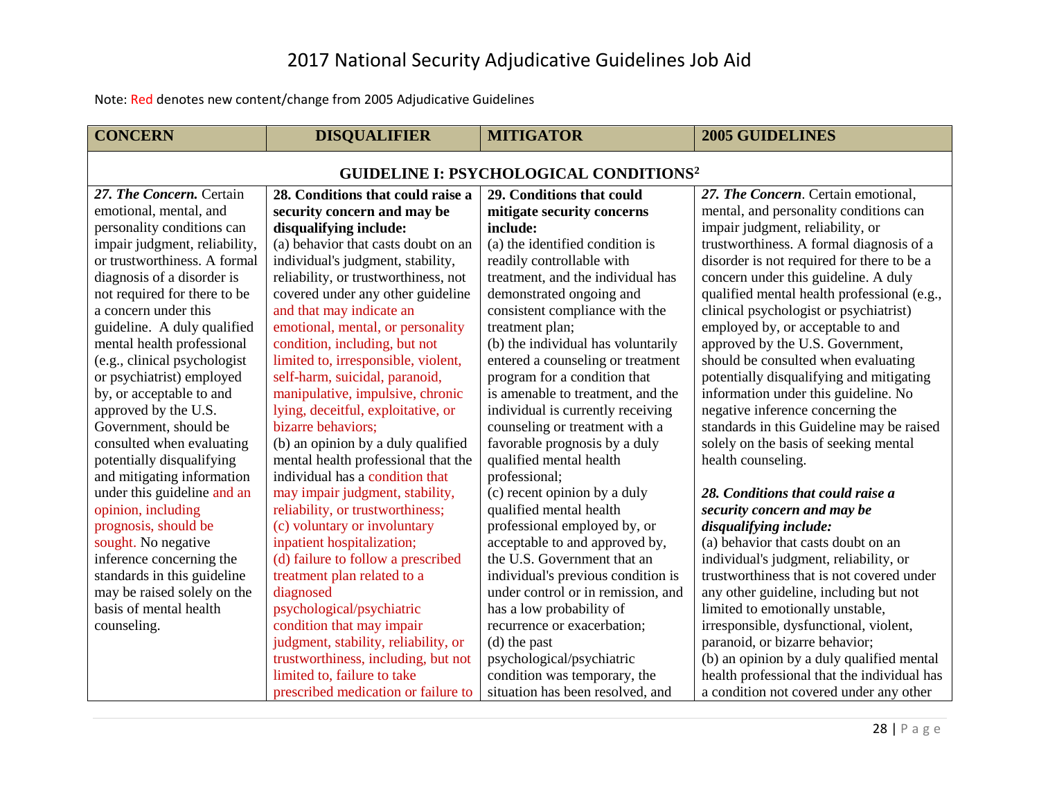# 2017 National Security Adjudicative Guidelines Job Aid

Note: Red denotes new content/change from 2005 Adjudicative Guidelines

| CONCERN | DISQUALIFIER | MITIGATOR | 2005 GUIDELINES |
|---|---|---|---|
| **GUIDELINE I: PSYCHOLOGICAL CONDITIONS[2]** | | | |
| ***27. The Concern.*** Certain emotional, mental, and personality conditions can impair judgment, reliability, or trustworthiness. A formal diagnosis of a disorder is not required for there to be a concern under this guideline. A duly qualified mental health professional (e.g., clinical psychologist or psychiatrist) employed by, or acceptable to and approved by the U.S. Government, should be consulted when evaluating potentially disqualifying and mitigating information under this guideline and an opinion, including prognosis, should be sought. No negative inference concerning the standards in this guideline may be raised solely on the basis of mental health counseling. | **28. Conditions that could raise a security concern and may be disqualifying include:**<br>(a) behavior that casts doubt on an individual's judgment, stability, reliability, or trustworthiness, not covered under any other guideline and that may indicate an emotional, mental, or personality condition, including, but not limited to, irresponsible, violent, self-harm, suicidal, paranoid, manipulative, impulsive, chronic lying, deceitful, exploitative, or bizarre behaviors;<br>(b) an opinion by a duly qualified mental health professional that the individual has a condition that may impair judgment, stability, reliability, or trustworthiness;<br>(c) voluntary or involuntary inpatient hospitalization;<br>(d) failure to follow a prescribed treatment plan related to a diagnosed psychological/psychiatric condition that may impair judgment, stability, reliability, or trustworthiness, including, but not limited to, failure to take prescribed medication or failure to | **29. Conditions that could mitigate security concerns include:**<br>(a) the identified condition is readily controllable with treatment, and the individual has demonstrated ongoing and consistent compliance with the treatment plan;<br>(b) the individual has voluntarily entered a counseling or treatment program for a condition that is amenable to treatment, and the individual is currently receiving counseling or treatment with a favorable prognosis by a duly qualified mental health professional;<br>(c) recent opinion by a duly qualified mental health professional employed by, or acceptable to and approved by, the U.S. Government that an individual's previous condition is under control or in remission, and has a low probability of recurrence or exacerbation;<br>(d) the past psychological/psychiatric condition was temporary, the situation has been resolved, and | ***27. The Concern***. Certain emotional, mental, and personality conditions can impair judgment, reliability, or trustworthiness. A formal diagnosis of a disorder is not required for there to be a concern under this guideline. A duly qualified mental health professional (e.g., clinical psychologist or psychiatrist) employed by, or acceptable to and approved by the U.S. Government, should be consulted when evaluating potentially disqualifying and mitigating information under this guideline. No negative inference concerning the standards in this Guideline may be raised solely on the basis of seeking mental health counseling.<br><br>***28. Conditions that could raise a security concern and may be disqualifying include:***<br>(a) behavior that casts doubt on an individual's judgment, reliability, or trustworthiness that is not covered under any other guideline, including but not limited to emotionally unstable, irresponsible, dysfunctional, violent, paranoid, or bizarre behavior;<br>(b) an opinion by a duly qualified mental health professional that the individual has a condition not covered under any other |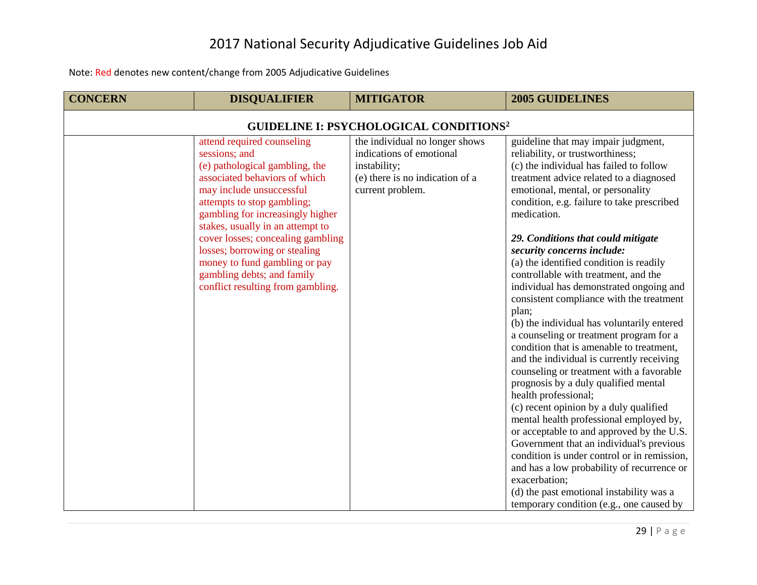# 2017 National Security Adjudicative Guidelines Job Aid

Note: Red denotes new content/change from 2005 Adjudicative Guidelines

| CONCERN | DISQUALIFIER | MITIGATOR | 2005 GUIDELINES |
|---|---|---|---|
| **GUIDELINE I: PSYCHOLOGICAL CONDITIONS[2]** | | | |
| | attend required counseling sessions; and<br>(e) pathological gambling, the associated behaviors of which may include unsuccessful attempts to stop gambling; gambling for increasingly higher stakes, usually in an attempt to cover losses; concealing gambling losses; borrowing or stealing money to fund gambling or pay gambling debts; and family conflict resulting from gambling. | the individual no longer shows indications of emotional instability;<br>(e) there is no indication of a current problem. | guideline that may impair judgment, reliability, or trustworthiness;<br>(c) the individual has failed to follow treatment advice related to a diagnosed emotional, mental, or personality condition, e.g. failure to take prescribed medication.<br><br>***29. Conditions that could mitigate security concerns include:***<br>(a) the identified condition is readily controllable with treatment, and the individual has demonstrated ongoing and consistent compliance with the treatment plan;<br>(b) the individual has voluntarily entered a counseling or treatment program for a condition that is amenable to treatment, and the individual is currently receiving counseling or treatment with a favorable prognosis by a duly qualified mental health professional;<br>(c) recent opinion by a duly qualified mental health professional employed by, or acceptable to and approved by the U.S. Government that an individual's previous condition is under control or in remission, and has a low probability of recurrence or exacerbation;<br>(d) the past emotional instability was a temporary condition (e.g., one caused by |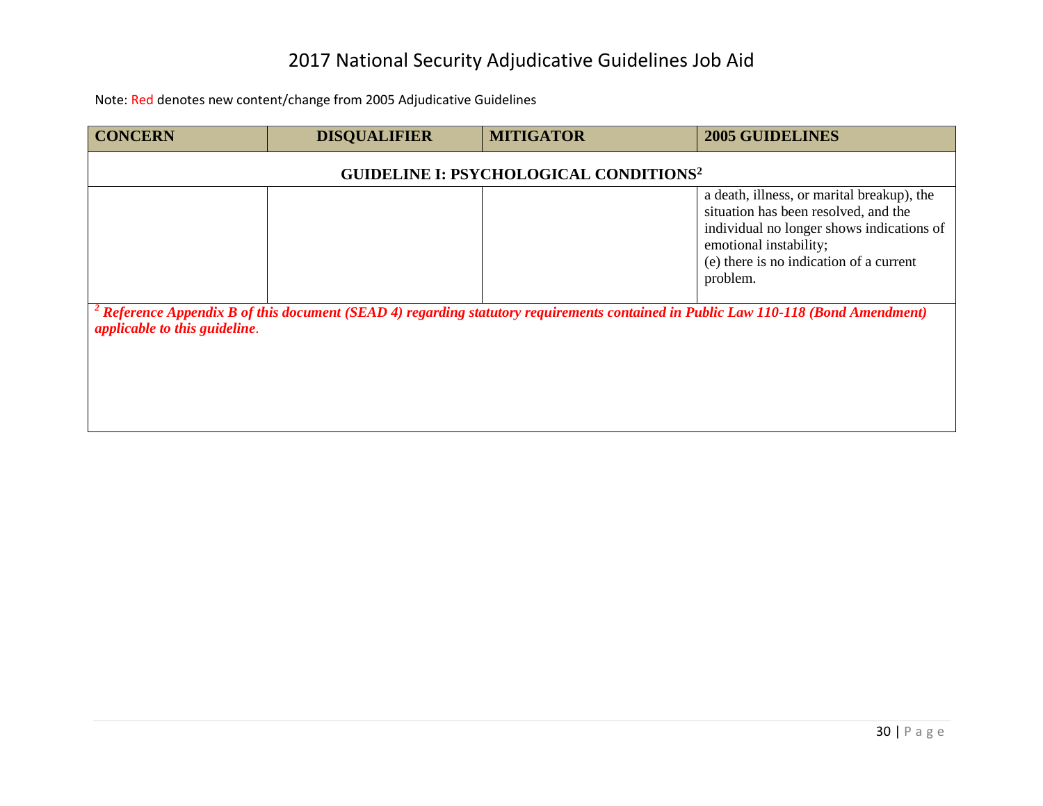# 2017 National Security Adjudicative Guidelines Job Aid

Note: Red denotes new content/change from 2005 Adjudicative Guidelines

| CONCERN | DISQUALIFIER | MITIGATOR | 2005 GUIDELINES |
|---|---|---|---|
| **GUIDELINE I: PSYCHOLOGICAL CONDITIONS[2]** | | | |
| | | | a death, illness, or marital breakup), the situation has been resolved, and the individual no longer shows indications of emotional instability;<br>(e) there is no indication of a current problem. |

[2] ***Reference Appendix B of this document (SEAD 4) regarding statutory requirements contained in Public Law 110-118 (Bond Amendment) applicable to this guideline.***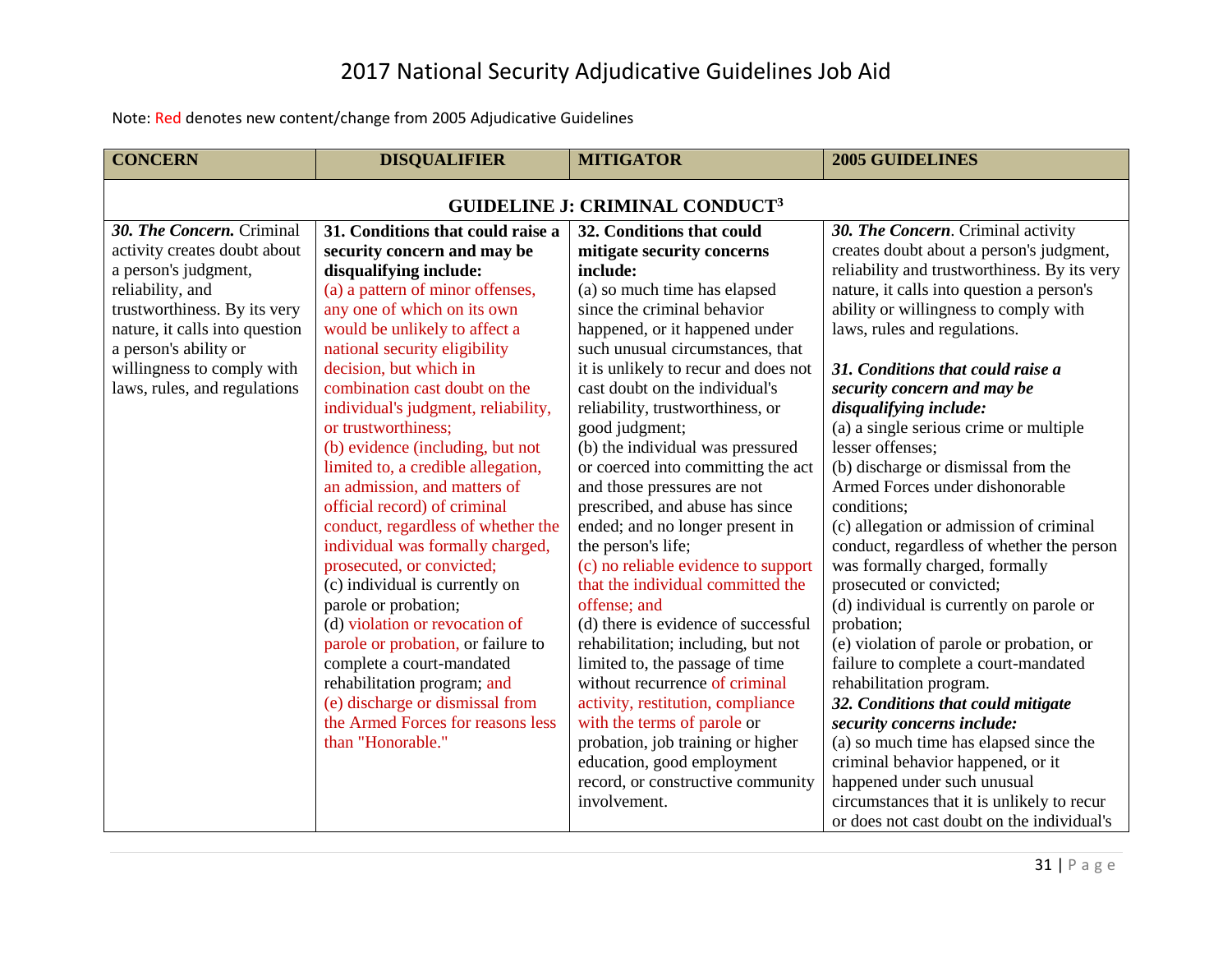# 2017 National Security Adjudicative Guidelines Job Aid

Note: Red denotes new content/change from 2005 Adjudicative Guidelines

| CONCERN | DISQUALIFIER | MITIGATOR | 2005 GUIDELINES |
|---|---|---|---|
| **GUIDELINE J: CRIMINAL CONDUCT[3]** | | | |
| ***30. The Concern.*** Criminal activity creates doubt about a person's judgment, reliability, and trustworthiness. By its very nature, it calls into question a person's ability or willingness to comply with laws, rules, and regulations | **31. Conditions that could raise a security concern and may be disqualifying include:** (a) a pattern of minor offenses, any one of which on its own would be unlikely to affect a national security eligibility decision, but which in combination cast doubt on the individual's judgment, reliability, or trustworthiness; (b) evidence (including, but not limited to, a credible allegation, an admission, and matters of official record) of criminal conduct, regardless of whether the individual was formally charged, prosecuted, or convicted; (c) individual is currently on parole or probation; (d) violation or revocation of parole or probation, or failure to complete a court-mandated rehabilitation program; and (e) discharge or dismissal from the Armed Forces for reasons less than "Honorable." | **32. Conditions that could mitigate security concerns include:** (a) so much time has elapsed since the criminal behavior happened, or it happened under such unusual circumstances, that it is unlikely to recur and does not cast doubt on the individual's reliability, trustworthiness, or good judgment; (b) the individual was pressured or coerced into committing the act and those pressures are not prescribed, and abuse has since ended; and no longer present in the person's life; (c) no reliable evidence to support that the individual committed the offense; and (d) there is evidence of successful rehabilitation; including, but not limited to, the passage of time without recurrence of criminal activity, restitution, compliance with the terms of parole or probation, job training or higher education, good employment record, or constructive community involvement. | ***30. The Concern.*** Criminal activity creates doubt about a person's judgment, reliability and trustworthiness. By its very nature, it calls into question a person's ability or willingness to comply with laws, rules and regulations.<br><br>***31. Conditions that could raise a security concern and may be disqualifying include:*** (a) a single serious crime or multiple lesser offenses; (b) discharge or dismissal from the Armed Forces under dishonorable conditions; (c) allegation or admission of criminal conduct, regardless of whether the person was formally charged, formally prosecuted or convicted; (d) individual is currently on parole or probation; (e) violation of parole or probation, or failure to complete a court-mandated rehabilitation program.<br>***32. Conditions that could mitigate security concerns include:*** (a) so much time has elapsed since the criminal behavior happened, or it happened under such unusual circumstances that it is unlikely to recur or does not cast doubt on the individual's |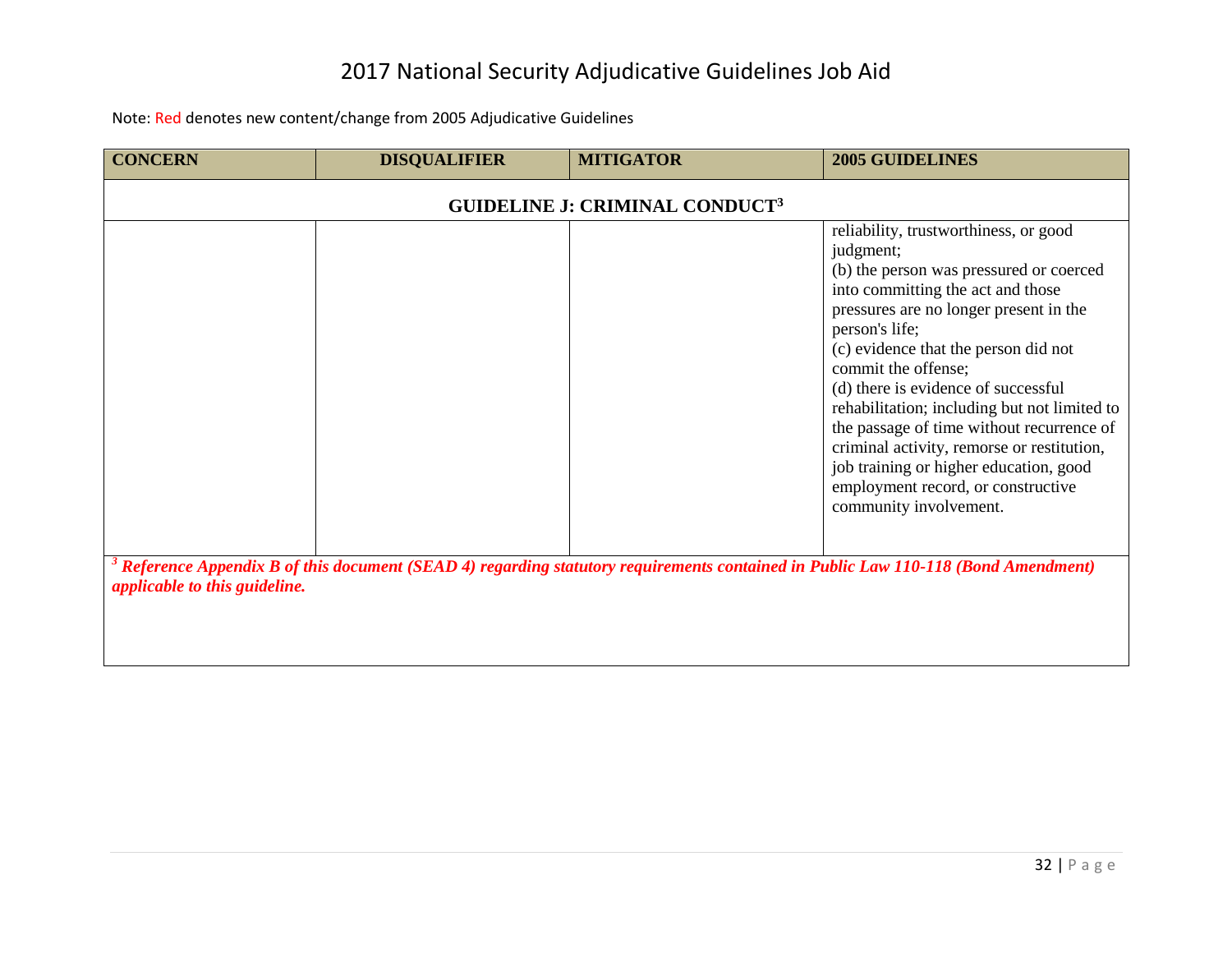# 2017 National Security Adjudicative Guidelines Job Aid

Note: Red denotes new content/change from 2005 Adjudicative Guidelines

| CONCERN | DISQUALIFIER | MITIGATOR | 2005 GUIDELINES |
|---|---|---|---|
| **GUIDELINE J: CRIMINAL CONDUCT[3]** | | | |
| | | | reliability, trustworthiness, or good judgment;<br>(b) the person was pressured or coerced into committing the act and those pressures are no longer present in the person's life;<br>(c) evidence that the person did not commit the offense;<br>(d) there is evidence of successful rehabilitation; including but not limited to the passage of time without recurrence of criminal activity, remorse or restitution, job training or higher education, good employment record, or constructive community involvement. |

***[3] Reference Appendix B of this document (SEAD 4) regarding statutory requirements contained in Public Law 110-118 (Bond Amendment) applicable to this guideline.***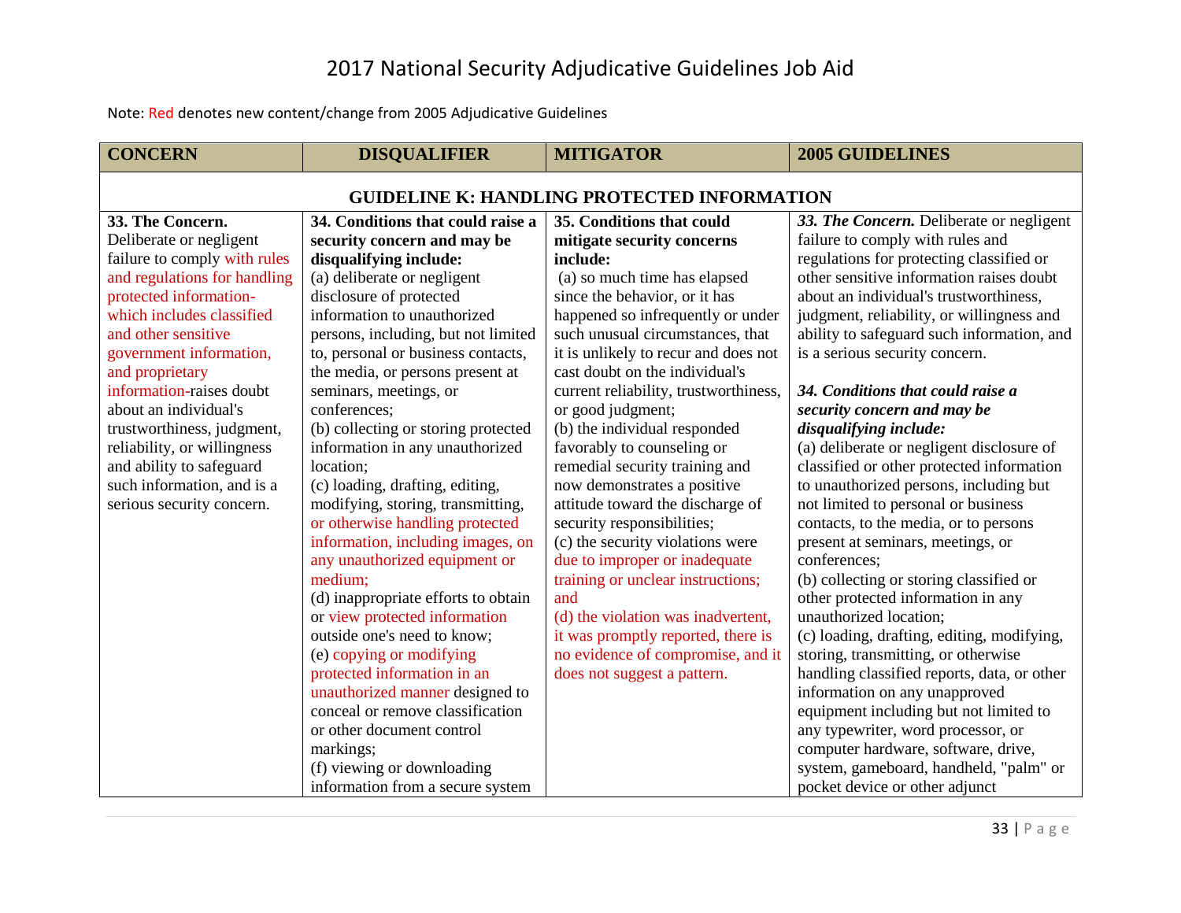# 2017 National Security Adjudicative Guidelines Job Aid

Note: Red denotes new content/change from 2005 Adjudicative Guidelines

| CONCERN | DISQUALIFIER | MITIGATOR | 2005 GUIDELINES |
|---|---|---|---|
| **GUIDELINE K: HANDLING PROTECTED INFORMATION** | | | |
| **33. The Concern.** Deliberate or negligent failure to comply with rules and regulations for handling protected information-which includes classified and other sensitive government information, and proprietary information-raises doubt about an individual's trustworthiness, judgment, reliability, or willingness and ability to safeguard such information, and is a serious security concern. | **34. Conditions that could raise a security concern and may be disqualifying include:**<br>(a) deliberate or negligent disclosure of protected information to unauthorized persons, including, but not limited to, personal or business contacts, the media, or persons present at seminars, meetings, or conferences;<br>(b) collecting or storing protected information in any unauthorized location;<br>(c) loading, drafting, editing, modifying, storing, transmitting, or otherwise handling protected information, including images, on any unauthorized equipment or medium;<br>(d) inappropriate efforts to obtain or view protected information outside one's need to know;<br>(e) copying or modifying protected information in an unauthorized manner designed to conceal or remove classification or other document control markings;<br>(f) viewing or downloading information from a secure system | **35. Conditions that could mitigate security concerns include:**<br>(a) so much time has elapsed since the behavior, or it has happened so infrequently or under such unusual circumstances, that it is unlikely to recur and does not cast doubt on the individual's current reliability, trustworthiness, or good judgment;<br>(b) the individual responded favorably to counseling or remedial security training and now demonstrates a positive attitude toward the discharge of security responsibilities;<br>(c) the security violations were due to improper or inadequate training or unclear instructions; and<br>(d) the violation was inadvertent, it was promptly reported, there is no evidence of compromise, and it does not suggest a pattern. | ***33. The Concern.*** Deliberate or negligent failure to comply with rules and regulations for protecting classified or other sensitive information raises doubt about an individual's trustworthiness, judgment, reliability, or willingness and ability to safeguard such information, and is a serious security concern.<br><br>***34. Conditions that could raise a security concern and may be disqualifying include:***<br>(a) deliberate or negligent disclosure of classified or other protected information to unauthorized persons, including but not limited to personal or business contacts, to the media, or to persons present at seminars, meetings, or conferences;<br>(b) collecting or storing classified or other protected information in any unauthorized location;<br>(c) loading, drafting, editing, modifying, storing, transmitting, or otherwise handling classified reports, data, or other information on any unapproved equipment including but not limited to any typewriter, word processor, or computer hardware, software, drive, system, gameboard, handheld, "palm" or pocket device or other adjunct |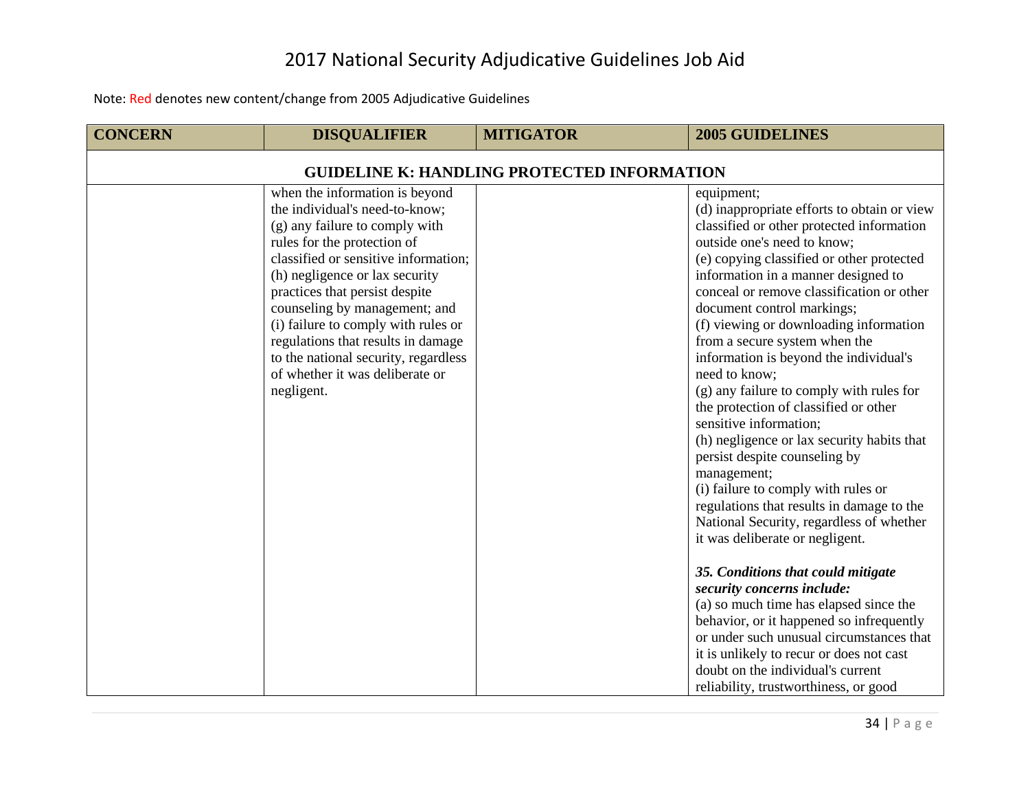# 2017 National Security Adjudicative Guidelines Job Aid

Note: Red denotes new content/change from 2005 Adjudicative Guidelines

| CONCERN | DISQUALIFIER | MITIGATOR | 2005 GUIDELINES |
|---|---|---|---|
| **GUIDELINE K: HANDLING PROTECTED INFORMATION** | | | |
| | when the information is beyond the individual's need-to-know;<br>(g) any failure to comply with rules for the protection of classified or sensitive information;<br>(h) negligence or lax security practices that persist despite counseling by management; and<br>(i) failure to comply with rules or regulations that results in damage to the national security, regardless of whether it was deliberate or negligent. | | equipment;<br>(d) inappropriate efforts to obtain or view classified or other protected information outside one's need to know;<br>(e) copying classified or other protected information in a manner designed to conceal or remove classification or other document control markings;<br>(f) viewing or downloading information from a secure system when the information is beyond the individual's need to know;<br>(g) any failure to comply with rules for the protection of classified or other sensitive information;<br>(h) negligence or lax security habits that persist despite counseling by management;<br>(i) failure to comply with rules or regulations that results in damage to the National Security, regardless of whether it was deliberate or negligent.<br><br>***35. Conditions that could mitigate security concerns include:***<br>(a) so much time has elapsed since the behavior, or it happened so infrequently or under such unusual circumstances that it is unlikely to recur or does not cast doubt on the individual's current reliability, trustworthiness, or good |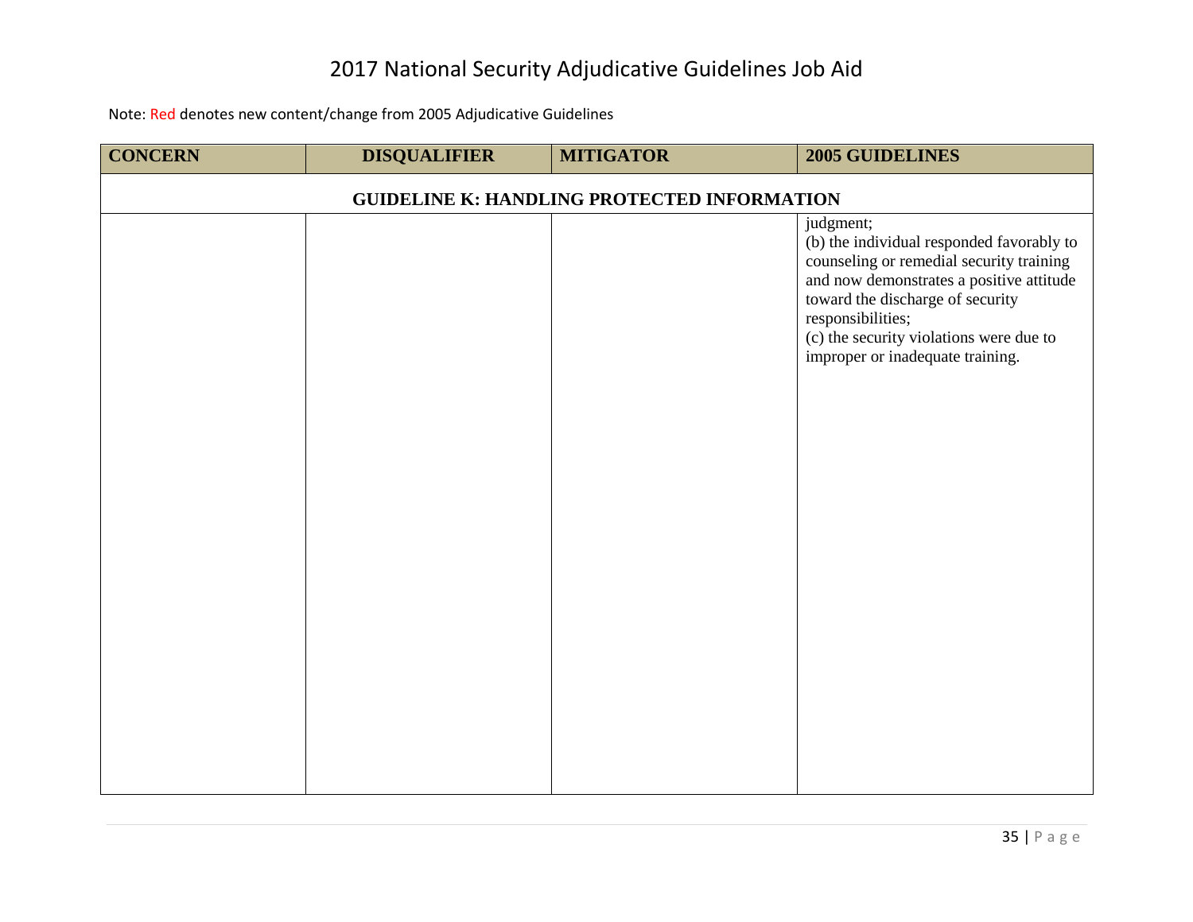# 2017 National Security Adjudicative Guidelines Job Aid

Note: Red denotes new content/change from 2005 Adjudicative Guidelines

| CONCERN | DISQUALIFIER | MITIGATOR | 2005 GUIDELINES |
|---|---|---|---|
| **GUIDELINE K: HANDLING PROTECTED INFORMATION** | | | |
| | | | judgment;<br>(b) the individual responded favorably to counseling or remedial security training and now demonstrates a positive attitude toward the discharge of security responsibilities;<br>(c) the security violations were due to improper or inadequate training. |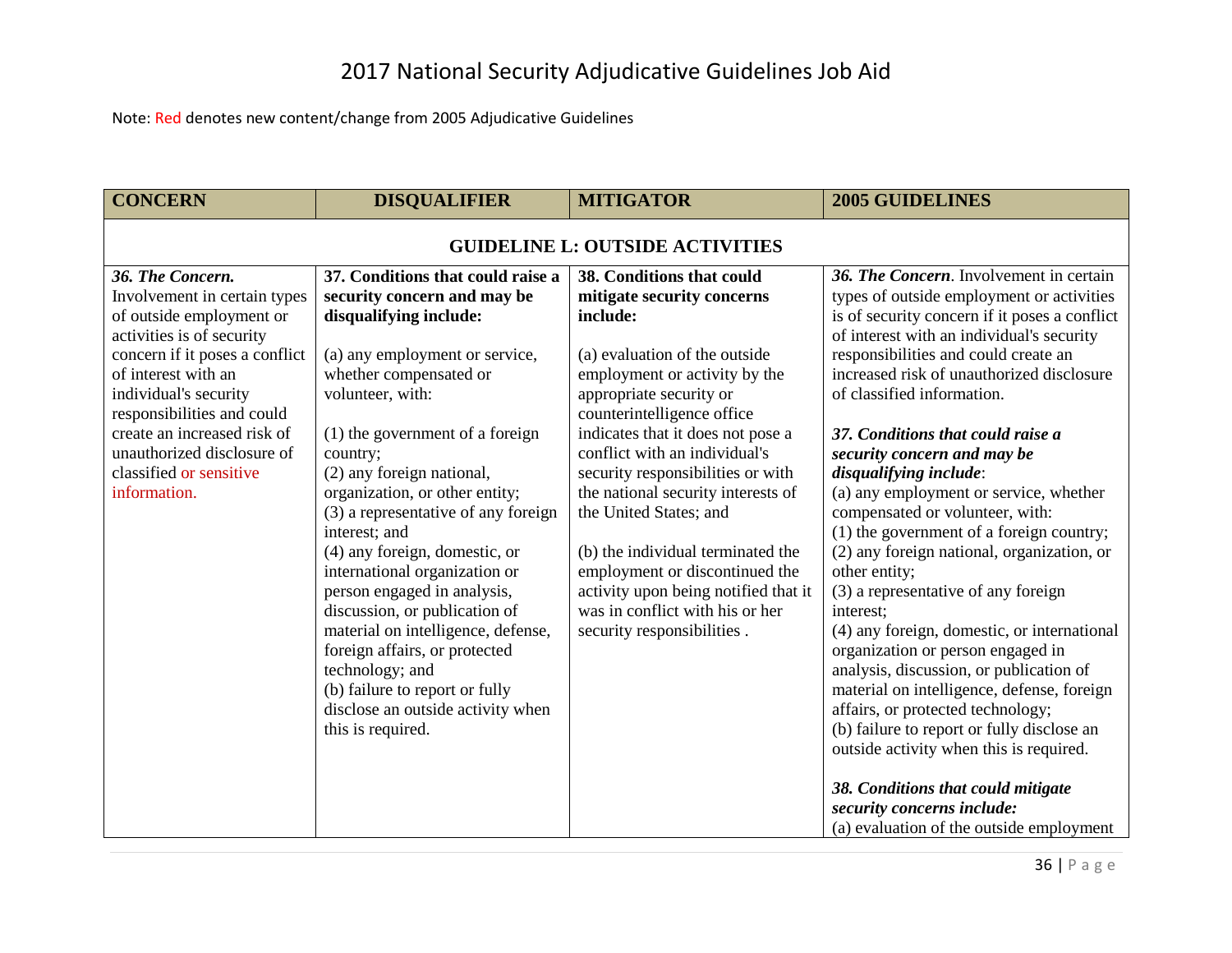# 2017 National Security Adjudicative Guidelines Job Aid

Note: Red denotes new content/change from 2005 Adjudicative Guidelines

| CONCERN | DISQUALIFIER | MITIGATOR | 2005 GUIDELINES |
|---|---|---|---|
| **GUIDELINE L: OUTSIDE ACTIVITIES** | | | |
| ***36. The Concern.*** Involvement in certain types of outside employment or activities is of security concern if it poses a conflict of interest with an individual's security responsibilities and could create an increased risk of unauthorized disclosure of classified or sensitive information. | **37. Conditions that could raise a security concern and may be disqualifying include:**<br><br>(a) any employment or service, whether compensated or volunteer, with:<br><br>(1) the government of a foreign country;<br>(2) any foreign national, organization, or other entity;<br>(3) a representative of any foreign interest; and<br>(4) any foreign, domestic, or international organization or person engaged in analysis, discussion, or publication of material on intelligence, defense, foreign affairs, or protected technology; and<br>(b) failure to report or fully disclose an outside activity when this is required. | **38. Conditions that could mitigate security concerns include:**<br><br>(a) evaluation of the outside employment or activity by the appropriate security or counterintelligence office indicates that it does not pose a conflict with an individual's security responsibilities or with the national security interests of the United States; and<br><br>(b) the individual terminated the employment or discontinued the activity upon being notified that it was in conflict with his or her security responsibilities . | ***36. The Concern***. Involvement in certain types of outside employment or activities is of security concern if it poses a conflict of interest with an individual's security responsibilities and could create an increased risk of unauthorized disclosure of classified information.<br><br>***37. Conditions that could raise a security concern and may be disqualifying include***:<br>(a) any employment or service, whether compensated or volunteer, with:<br>(1) the government of a foreign country;<br>(2) any foreign national, organization, or other entity;<br>(3) a representative of any foreign interest;<br>(4) any foreign, domestic, or international organization or person engaged in analysis, discussion, or publication of material on intelligence, defense, foreign affairs, or protected technology;<br>(b) failure to report or fully disclose an outside activity when this is required.<br><br>***38. Conditions that could mitigate security concerns include:***<br>(a) evaluation of the outside employment |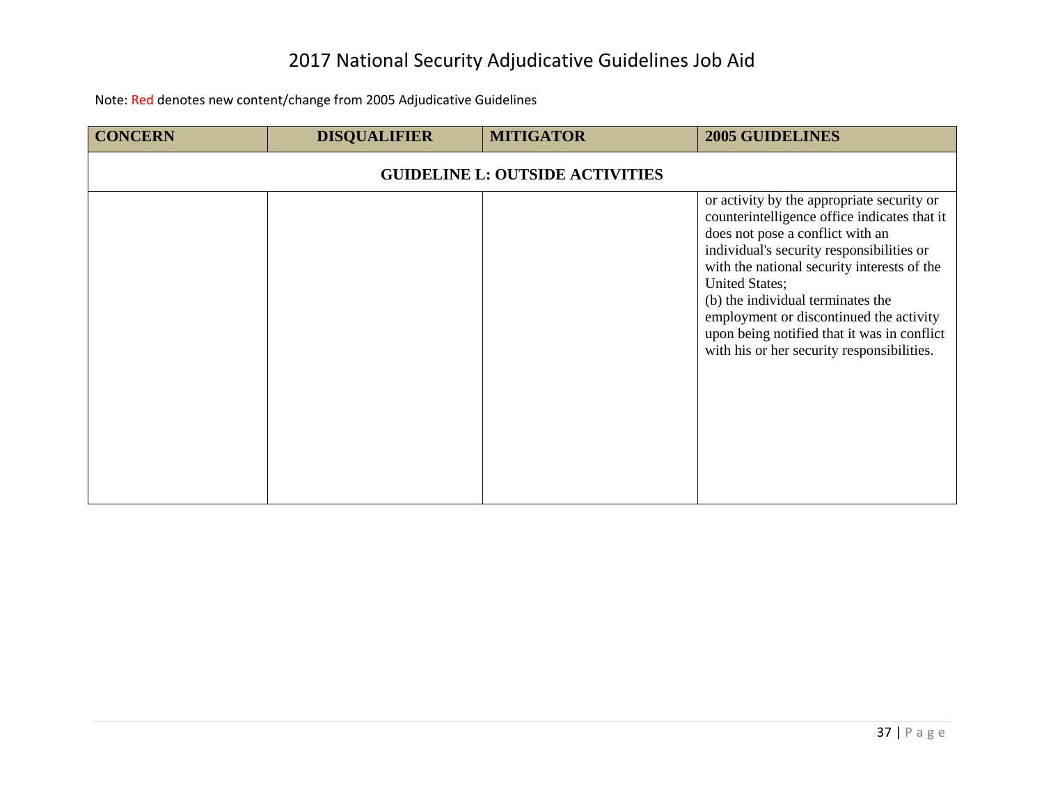# 2017 National Security Adjudicative Guidelines Job Aid

Note: Red denotes new content/change from 2005 Adjudicative Guidelines

| CONCERN | DISQUALIFIER | MITIGATOR | 2005 GUIDELINES |
|---|---|---|---|
| **GUIDELINE L: OUTSIDE ACTIVITIES** | | | |
| | | | or activity by the appropriate security or counterintelligence office indicates that it does not pose a conflict with an individual's security responsibilities or with the national security interests of the United States;<br>(b) the individual terminates the employment or discontinued the activity upon being notified that it was in conflict with his or her security responsibilities. |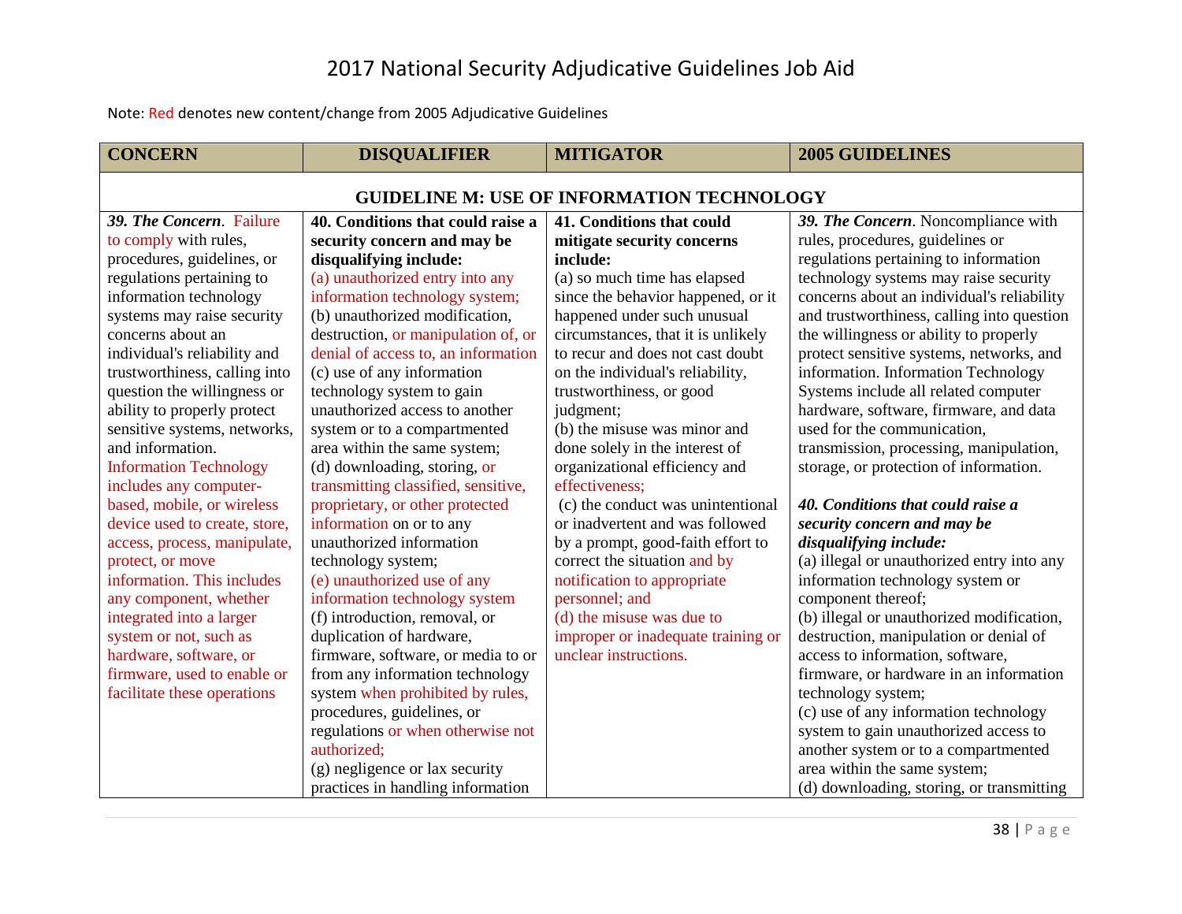# 2017 National Security Adjudicative Guidelines Job Aid

Note: Red denotes new content/change from 2005 Adjudicative Guidelines

| CONCERN | DISQUALIFIER | MITIGATOR | 2005 GUIDELINES |
|---|---|---|---|
| **GUIDELINE M: USE OF INFORMATION TECHNOLOGY** | | | |
| ***39. The Concern***. Failure to comply with rules, procedures, guidelines, or regulations pertaining to information technology systems may raise security concerns about an individual's reliability and trustworthiness, calling into question the willingness or ability to properly protect sensitive systems, networks, and information. Information Technology includes any computer-based, mobile, or wireless device used to create, store, access, process, manipulate, protect, or move information. This includes any component, whether integrated into a larger system or not, such as hardware, software, or firmware, used to enable or facilitate these operations | **40. Conditions that could raise a security concern and may be disqualifying include:**<br>(a) unauthorized entry into any information technology system;<br>(b) unauthorized modification, destruction, or manipulation of, or denial of access to, an information<br>(c) use of any information technology system to gain unauthorized access to another system or to a compartmented area within the same system;<br>(d) downloading, storing, or transmitting classified, sensitive, proprietary, or other protected information on or to any unauthorized information technology system;<br>(e) unauthorized use of any information technology system<br>(f) introduction, removal, or duplication of hardware, firmware, software, or media to or from any information technology system when prohibited by rules, procedures, guidelines, or regulations or when otherwise not authorized;<br>(g) negligence or lax security practices in handling information | **41. Conditions that could mitigate security concerns include:**<br>(a) so much time has elapsed since the behavior happened, or it happened under such unusual circumstances, that it is unlikely to recur and does not cast doubt on the individual's reliability, trustworthiness, or good judgment;<br>(b) the misuse was minor and done solely in the interest of organizational efficiency and effectiveness;<br>(c) the conduct was unintentional or inadvertent and was followed by a prompt, good-faith effort to correct the situation and by notification to appropriate personnel; and<br>(d) the misuse was due to improper or inadequate training or unclear instructions. | ***39. The Concern***. Noncompliance with rules, procedures, guidelines or regulations pertaining to information technology systems may raise security concerns about an individual's reliability and trustworthiness, calling into question the willingness or ability to properly protect sensitive systems, networks, and information. Information Technology Systems include all related computer hardware, software, firmware, and data used for the communication, transmission, processing, manipulation, storage, or protection of information.<br><br>***40. Conditions that could raise a security concern and may be disqualifying include:***<br>(a) illegal or unauthorized entry into any information technology system or component thereof;<br>(b) illegal or unauthorized modification, destruction, manipulation or denial of access to information, software, firmware, or hardware in an information technology system;<br>(c) use of any information technology system to gain unauthorized access to another system or to a compartmented area within the same system;<br>(d) downloading, storing, or transmitting |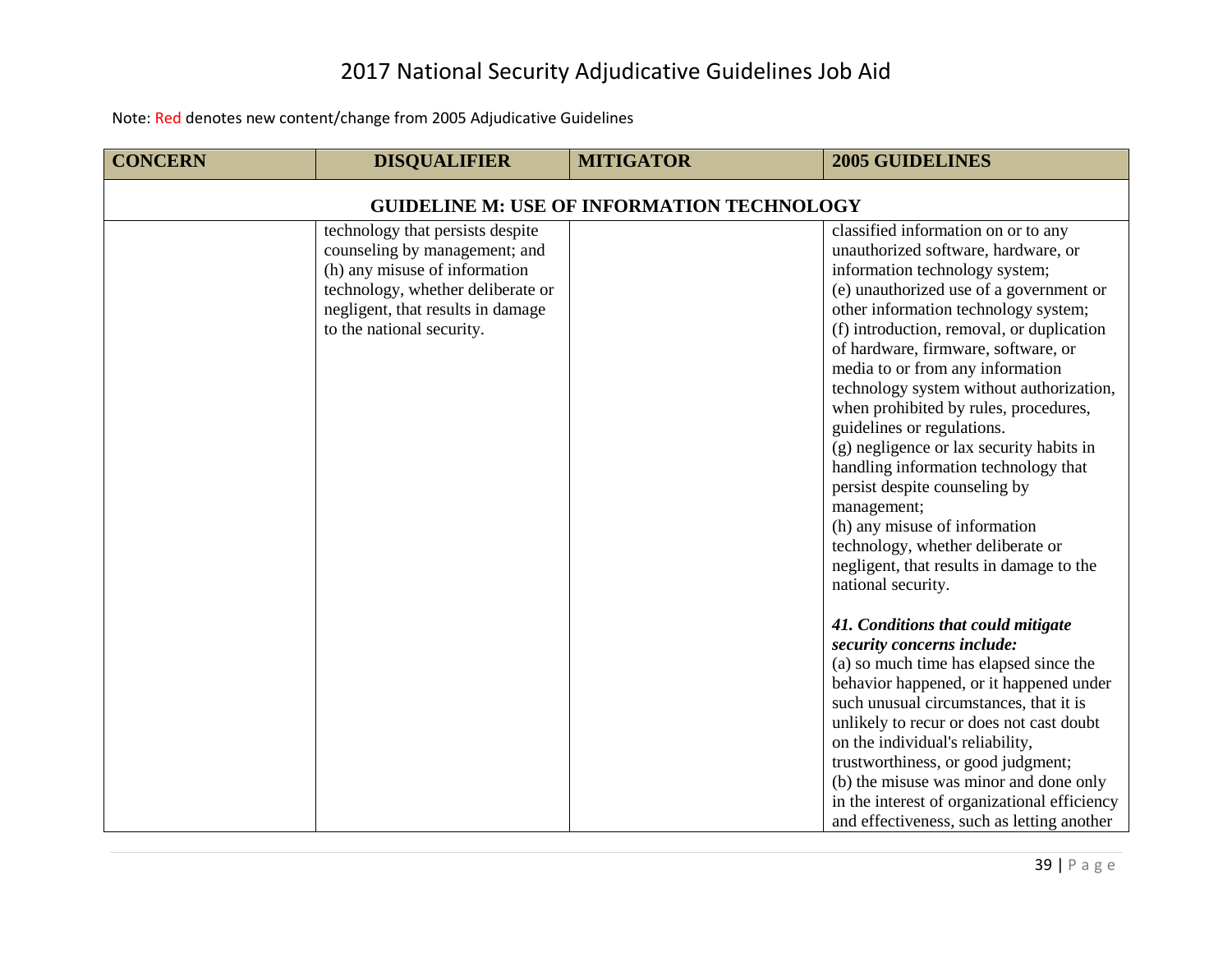# 2017 National Security Adjudicative Guidelines Job Aid

Note: Red denotes new content/change from 2005 Adjudicative Guidelines

| CONCERN | DISQUALIFIER | MITIGATOR | 2005 GUIDELINES |
|---|---|---|---|
| **GUIDELINE M: USE OF INFORMATION TECHNOLOGY** | | | |
| | technology that persists despite counseling by management; and<br>(h) any misuse of information technology, whether deliberate or negligent, that results in damage to the national security. | | classified information on or to any unauthorized software, hardware, or information technology system;<br>(e) unauthorized use of a government or other information technology system;<br>(f) introduction, removal, or duplication of hardware, firmware, software, or media to or from any information technology system without authorization, when prohibited by rules, procedures, guidelines or regulations.<br>(g) negligence or lax security habits in handling information technology that persist despite counseling by management;<br>(h) any misuse of information technology, whether deliberate or negligent, that results in damage to the national security.<br><br>***41. Conditions that could mitigate security concerns include:***<br>(a) so much time has elapsed since the behavior happened, or it happened under such unusual circumstances, that it is unlikely to recur or does not cast doubt on the individual's reliability, trustworthiness, or good judgment;<br>(b) the misuse was minor and done only in the interest of organizational efficiency and effectiveness, such as letting another |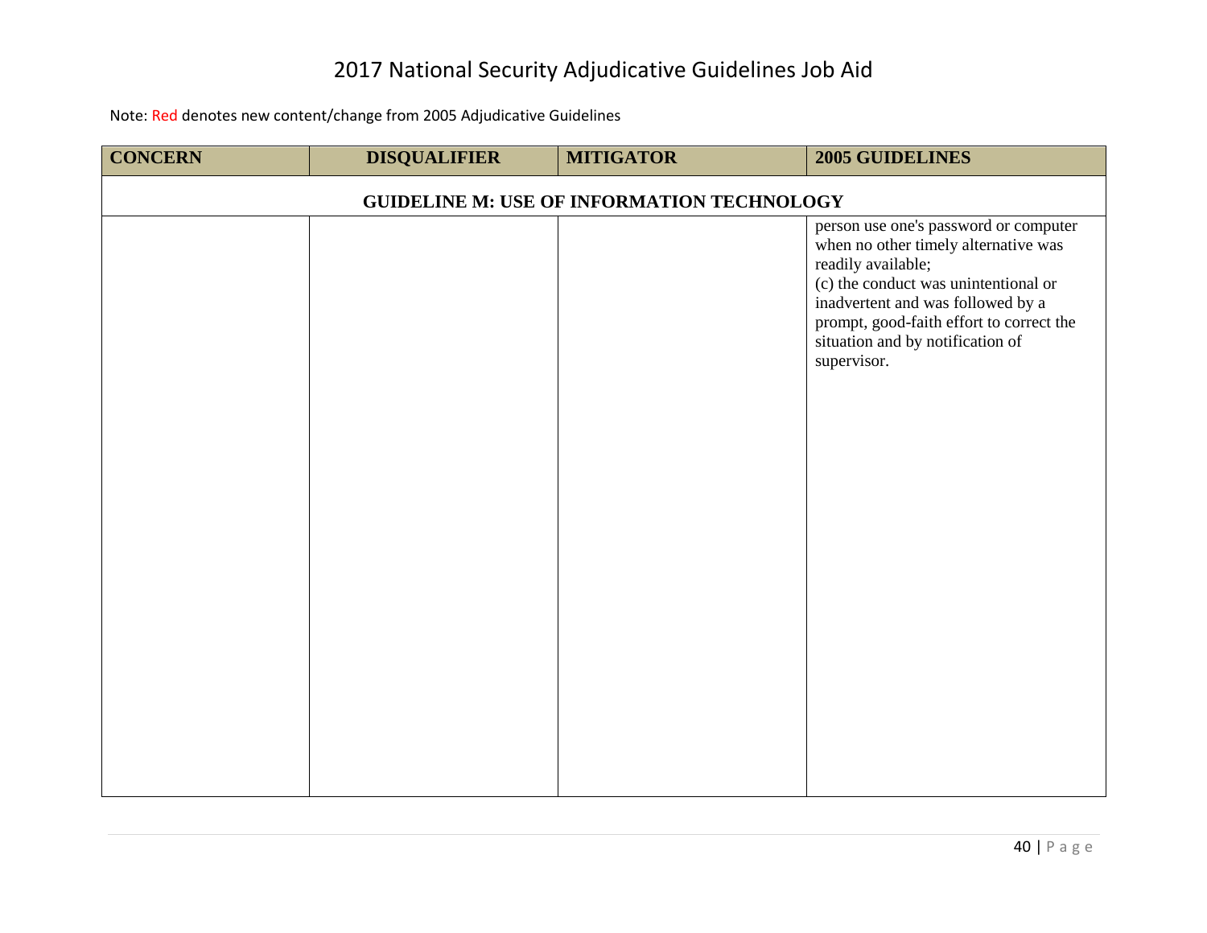# 2017 National Security Adjudicative Guidelines Job Aid

Note: Red denotes new content/change from 2005 Adjudicative Guidelines

| CONCERN | DISQUALIFIER | MITIGATOR | 2005 GUIDELINES |
|---|---|---|---|
| **GUIDELINE M: USE OF INFORMATION TECHNOLOGY** | | | |
| | | | person use one's password or computer when no other timely alternative was readily available;<br>(c) the conduct was unintentional or inadvertent and was followed by a prompt, good-faith effort to correct the situation and by notification of supervisor. |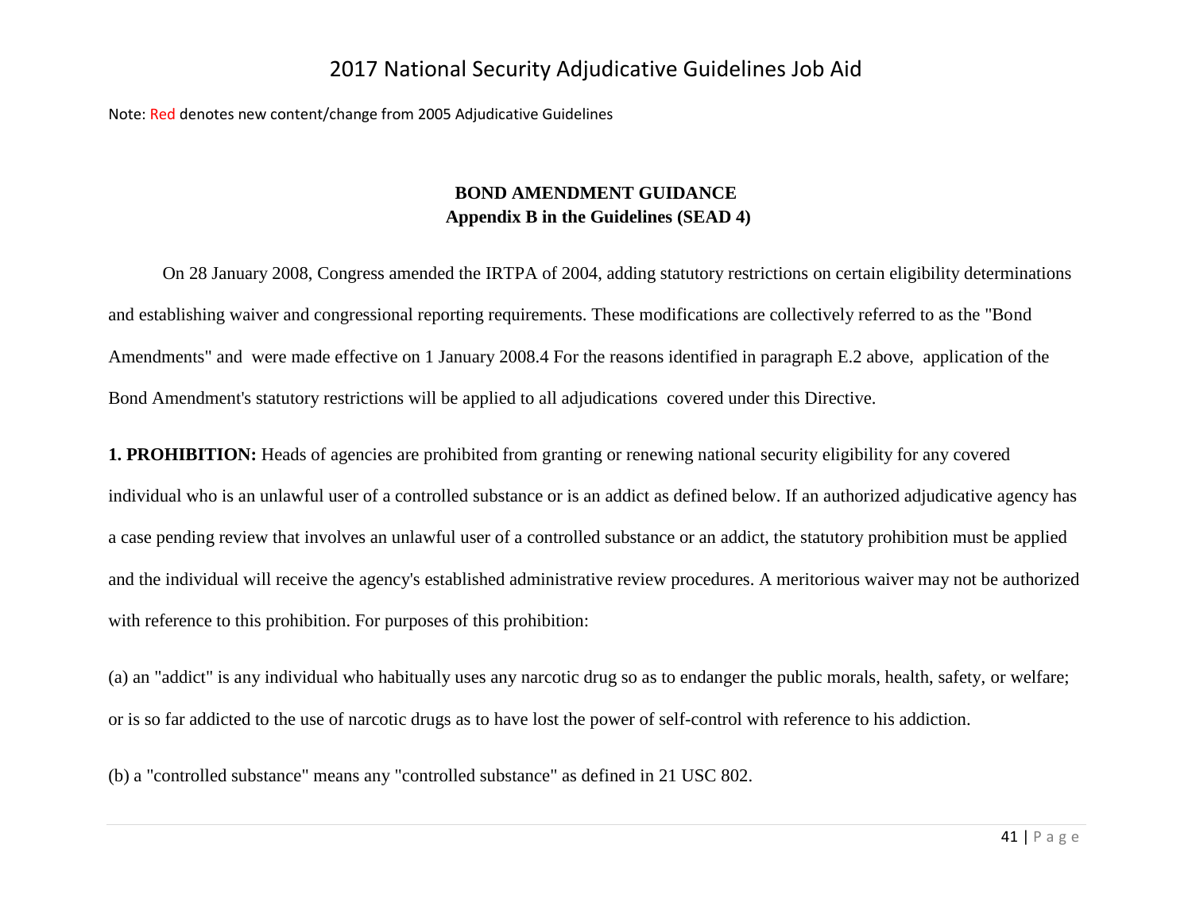# 2017 National Security Adjudicative Guidelines Job Aid

Note: Red denotes new content/change from 2005 Adjudicative Guidelines

## BOND AMENDMENT GUIDANCE
## Appendix B in the Guidelines (SEAD 4)

On 28 January 2008, Congress amended the IRTPA of 2004, adding statutory restrictions on certain eligibility determinations and establishing waiver and congressional reporting requirements. These modifications are collectively referred to as the "Bond Amendments" and were made effective on 1 January 2008.4 For the reasons identified in paragraph E.2 above, application of the Bond Amendment's statutory restrictions will be applied to all adjudications covered under this Directive.

**1. PROHIBITION:** Heads of agencies are prohibited from granting or renewing national security eligibility for any covered individual who is an unlawful user of a controlled substance or is an addict as defined below. If an authorized adjudicative agency has a case pending review that involves an unlawful user of a controlled substance or an addict, the statutory prohibition must be applied and the individual will receive the agency's established administrative review procedures. A meritorious waiver may not be authorized with reference to this prohibition. For purposes of this prohibition:

(a) an "addict" is any individual who habitually uses any narcotic drug so as to endanger the public morals, health, safety, or welfare; or is so far addicted to the use of narcotic drugs as to have lost the power of self-control with reference to his addiction.

(b) a "controlled substance" means any "controlled substance" as defined in 21 USC 802.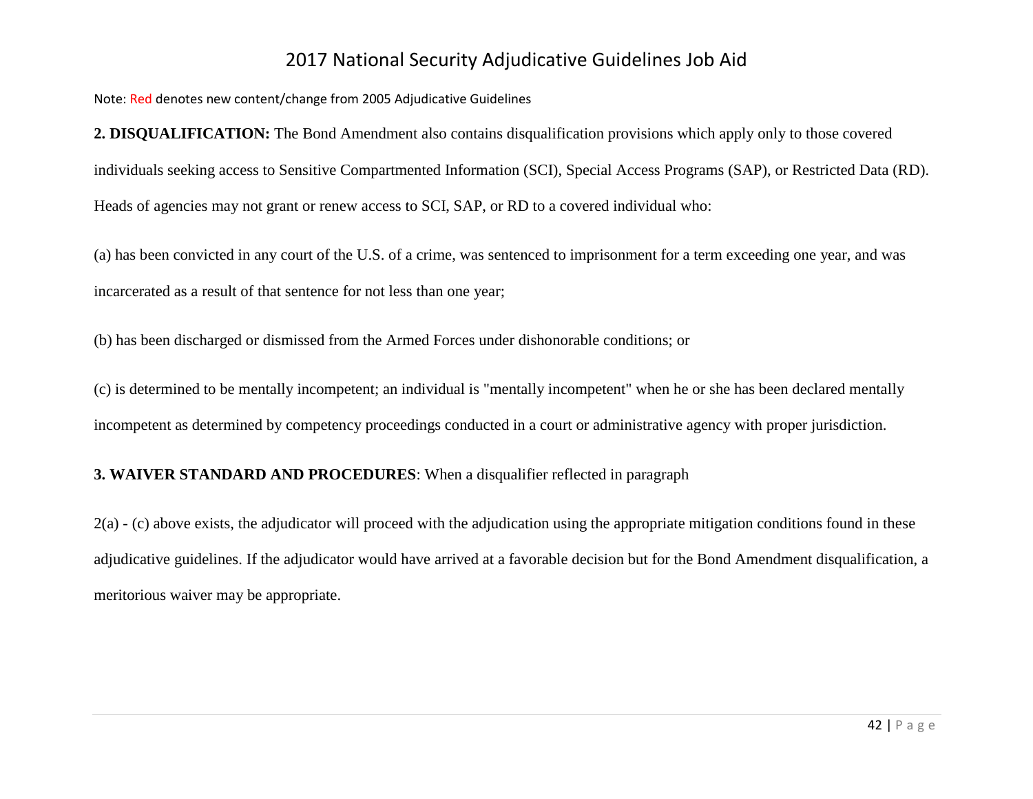Note: Red denotes new content/change from 2005 Adjudicative Guidelines

**2. DISQUALIFICATION:** The Bond Amendment also contains disqualification provisions which apply only to those covered individuals seeking access to Sensitive Compartmented Information (SCI), Special Access Programs (SAP), or Restricted Data (RD). Heads of agencies may not grant or renew access to SCI, SAP, or RD to a covered individual who:

(a) has been convicted in any court of the U.S. of a crime, was sentenced to imprisonment for a term exceeding one year, and was incarcerated as a result of that sentence for not less than one year;

(b) has been discharged or dismissed from the Armed Forces under dishonorable conditions; or

(c) is determined to be mentally incompetent; an individual is "mentally incompetent" when he or she has been declared mentally incompetent as determined by competency proceedings conducted in a court or administrative agency with proper jurisdiction.

**3. WAIVER STANDARD AND PROCEDURES**: When a disqualifier reflected in paragraph

2(a) - (c) above exists, the adjudicator will proceed with the adjudication using the appropriate mitigation conditions found in these adjudicative guidelines. If the adjudicator would have arrived at a favorable decision but for the Bond Amendment disqualification, a meritorious waiver may be appropriate.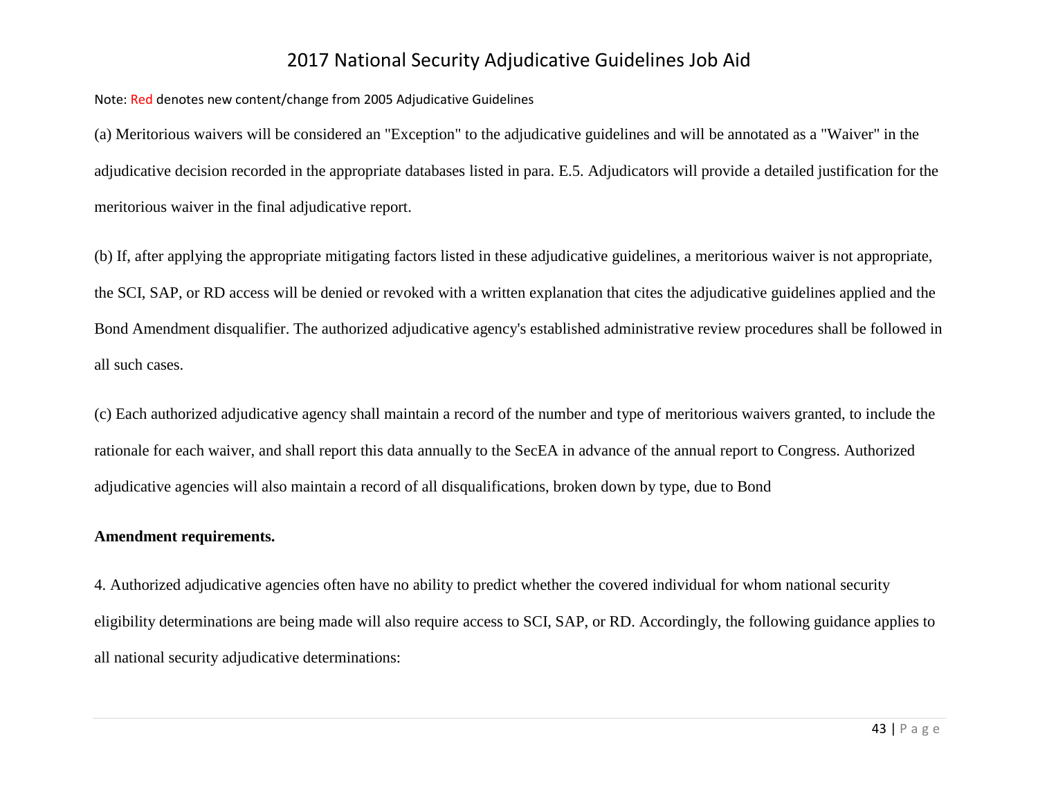(a) Meritorious waivers will be considered an "Exception" to the adjudicative guidelines and will be annotated as a "Waiver" in the adjudicative decision recorded in the appropriate databases listed in para. E.5. Adjudicators will provide a detailed justification for the meritorious waiver in the final adjudicative report.

(b) If, after applying the appropriate mitigating factors listed in these adjudicative guidelines, a meritorious waiver is not appropriate, the SCI, SAP, or RD access will be denied or revoked with a written explanation that cites the adjudicative guidelines applied and the Bond Amendment disqualifier. The authorized adjudicative agency's established administrative review procedures shall be followed in all such cases.

(c) Each authorized adjudicative agency shall maintain a record of the number and type of meritorious waivers granted, to include the rationale for each waiver, and shall report this data annually to the SecEA in advance of the annual report to Congress. Authorized adjudicative agencies will also maintain a record of all disqualifications, broken down by type, due to Bond

**Amendment requirements.**

4. Authorized adjudicative agencies often have no ability to predict whether the covered individual for whom national security eligibility determinations are being made will also require access to SCI, SAP, or RD. Accordingly, the following guidance applies to all national security adjudicative determinations: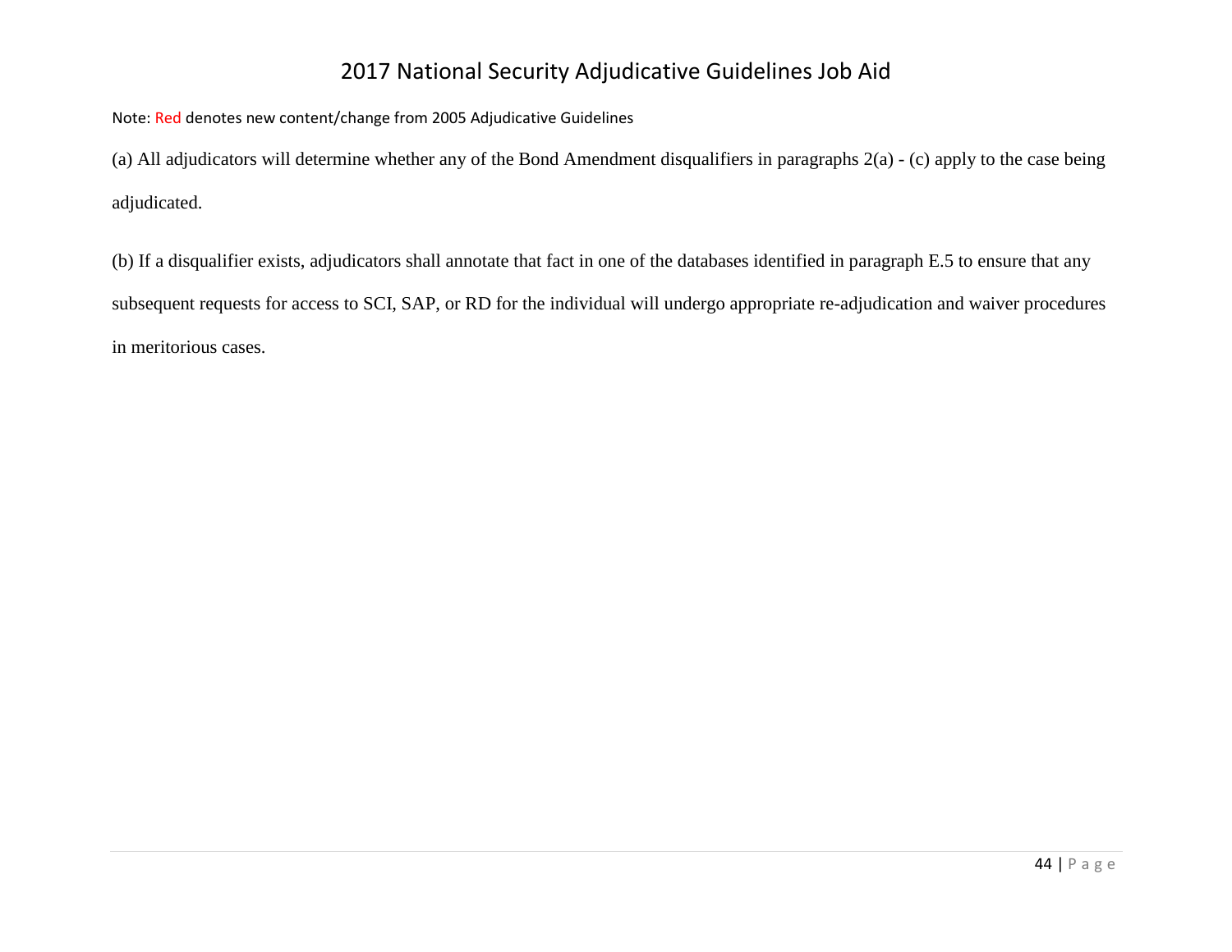(a) All adjudicators will determine whether any of the Bond Amendment disqualifiers in paragraphs 2(a) - (c) apply to the case being adjudicated.

(b) If a disqualifier exists, adjudicators shall annotate that fact in one of the databases identified in paragraph E.5 to ensure that any subsequent requests for access to SCI, SAP, or RD for the individual will undergo appropriate re-adjudication and waiver procedures in meritorious cases.